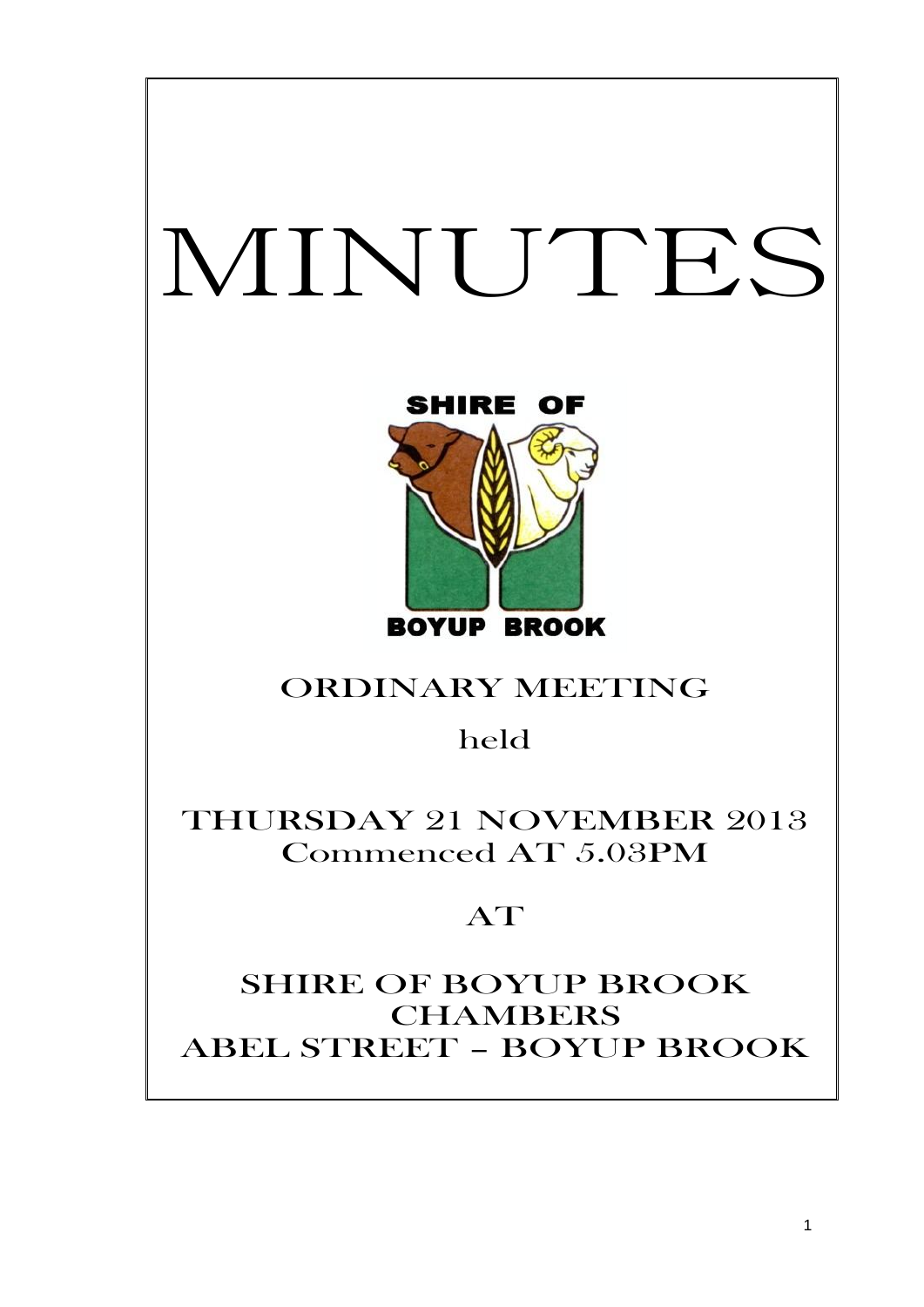# MINUTES

SHIRE OF

BOYUP BROOK

## ORDINARY MEETING

held

## THURSDAY 21 NOVEMBER 2013
Commenced AT 5.03PM

AT

## SHIRE OF BOYUP BROOK CHAMBERS
ABEL STREET – BOYUP BROOK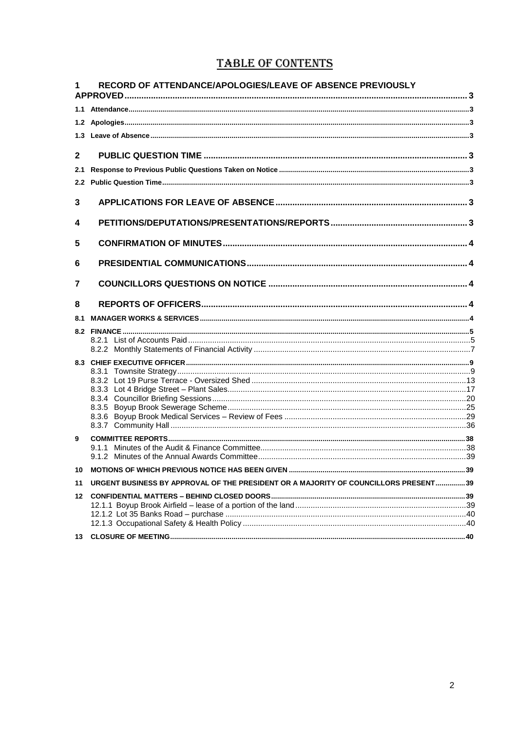# TABLE OF CONTENTS

**1 RECORD OF ATTENDANCE/APOLOGIES/LEAVE OF ABSENCE PREVIOUSLY APPROVED** .......... 3

**1.1 Attendance** .......... 3

**1.2 Apologies** .......... 3

**1.3 Leave of Absence** .......... 3

**2 PUBLIC QUESTION TIME** .......... 3

**2.1 Response to Previous Public Questions Taken on Notice** .......... 3

**2.2 Public Question Time** .......... 3

**3 APPLICATIONS FOR LEAVE OF ABSENCE** .......... 3

**4 PETITIONS/DEPUTATIONS/PRESENTATIONS/REPORTS** .......... 3

**5 CONFIRMATION OF MINUTES** .......... 4

**6 PRESIDENTIAL COMMUNICATIONS** .......... 4

**7 COUNCILLORS QUESTIONS ON NOTICE** .......... 4

**8 REPORTS OF OFFICERS** .......... 4

**8.1 MANAGER WORKS & SERVICES** .......... 4

**8.2 FINANCE** .......... 5

- 8.2.1 List of Accounts Paid .......... 5
- 8.2.2 Monthly Statements of Financial Activity .......... 7

**8.3 CHIEF EXECUTIVE OFFICER** .......... 9

- 8.3.1 Townsite Strategy .......... 9
- 8.3.2 Lot 19 Purse Terrace - Oversized Shed .......... 13
- 8.3.3 Lot 4 Bridge Street – Plant Sales .......... 17
- 8.3.4 Councillor Briefing Sessions .......... 20
- 8.3.5 Boyup Brook Sewerage Scheme .......... 25
- 8.3.6 Boyup Brook Medical Services – Review of Fees .......... 29
- 8.3.7 Community Hall .......... 36

**9 COMMITTEE REPORTS** .......... 38

- 9.1.1 Minutes of the Audit & Finance Committee .......... 38
- 9.1.2 Minutes of the Annual Awards Committee .......... 39

**10 MOTIONS OF WHICH PREVIOUS NOTICE HAS BEEN GIVEN** .......... 39

**11 URGENT BUSINESS BY APPROVAL OF THE PRESIDENT OR A MAJORITY OF COUNCILLORS PRESENT** .......... 39

**12 CONFIDENTIAL MATTERS – BEHIND CLOSED DOORS** .......... 39

- 12.1.1 Boyup Brook Airfield – lease of a portion of the land .......... 39
- 12.1.2 Lot 35 Banks Road – purchase .......... 40
- 12.1.3 Occupational Safety & Health Policy .......... 40

**13 CLOSURE OF MEETING** .......... 40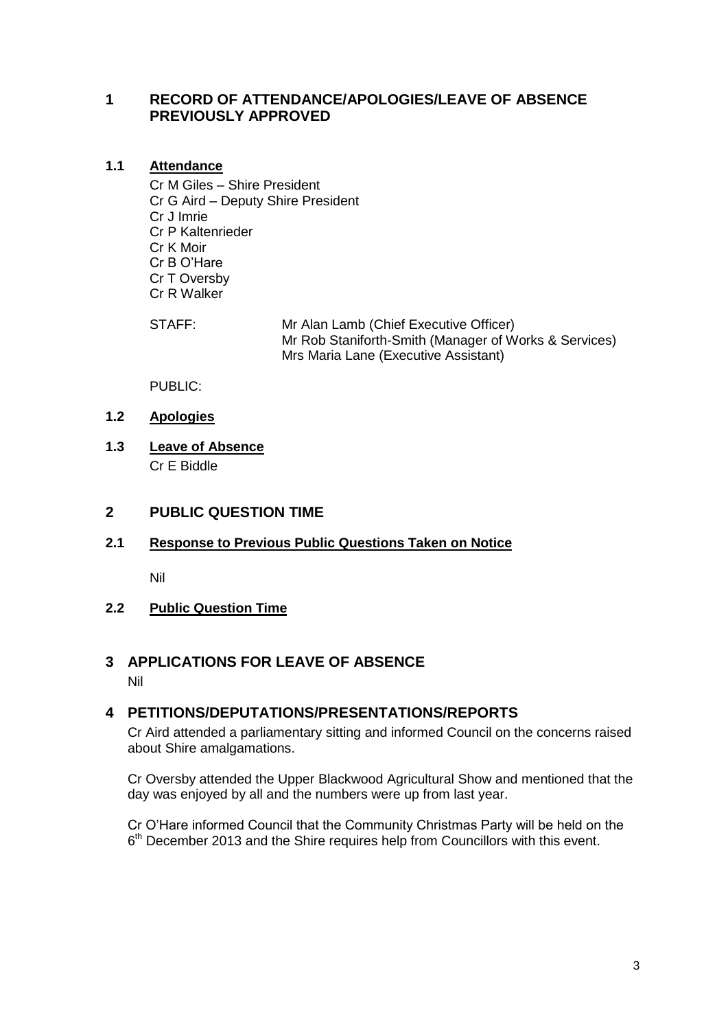## 1 RECORD OF ATTENDANCE/APOLOGIES/LEAVE OF ABSENCE PREVIOUSLY APPROVED

### 1.1 Attendance

Cr M Giles – Shire President
Cr G Aird – Deputy Shire President
Cr J Imrie
Cr P Kaltenrieder
Cr K Moir
Cr B O'Hare
Cr T Oversby
Cr R Walker

STAFF: Mr Alan Lamb (Chief Executive Officer)
Mr Rob Staniforth-Smith (Manager of Works & Services)
Mrs Maria Lane (Executive Assistant)

PUBLIC:

### 1.2 Apologies

### 1.3 Leave of Absence

Cr E Biddle

## 2 PUBLIC QUESTION TIME

### 2.1 Response to Previous Public Questions Taken on Notice

Nil

### 2.2 Public Question Time

## 3 APPLICATIONS FOR LEAVE OF ABSENCE

Nil

## 4 PETITIONS/DEPUTATIONS/PRESENTATIONS/REPORTS

Cr Aird attended a parliamentary sitting and informed Council on the concerns raised about Shire amalgamations.

Cr Oversby attended the Upper Blackwood Agricultural Show and mentioned that the day was enjoyed by all and the numbers were up from last year.

Cr O'Hare informed Council that the Community Christmas Party will be held on the 6th December 2013 and the Shire requires help from Councillors with this event.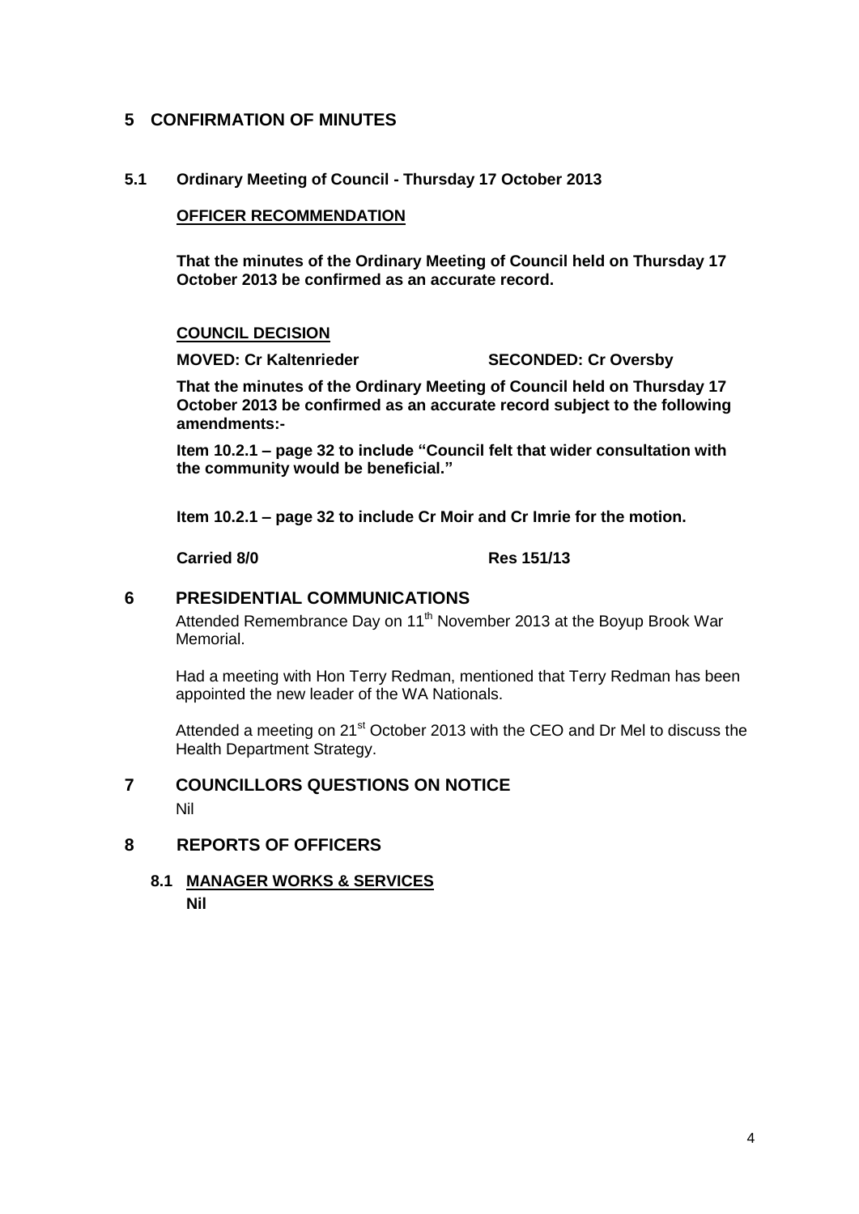## 5 CONFIRMATION OF MINUTES

### 5.1 Ordinary Meeting of Council - Thursday 17 October 2013

**OFFICER RECOMMENDATION**

**That the minutes of the Ordinary Meeting of Council held on Thursday 17 October 2013 be confirmed as an accurate record.**

**COUNCIL DECISION**

**MOVED: Cr Kaltenrieder SECONDED: Cr Oversby**

**That the minutes of the Ordinary Meeting of Council held on Thursday 17 October 2013 be confirmed as an accurate record subject to the following amendments:-**

**Item 10.2.1 – page 32 to include "Council felt that wider consultation with the community would be beneficial."**

**Item 10.2.1 – page 32 to include Cr Moir and Cr Imrie for the motion.**

**Carried 8/0 Res 151/13**

## 6 PRESIDENTIAL COMMUNICATIONS

Attended Remembrance Day on 11th November 2013 at the Boyup Brook War Memorial.

Had a meeting with Hon Terry Redman, mentioned that Terry Redman has been appointed the new leader of the WA Nationals.

Attended a meeting on 21st October 2013 with the CEO and Dr Mel to discuss the Health Department Strategy.

## 7 COUNCILLORS QUESTIONS ON NOTICE

Nil

## 8 REPORTS OF OFFICERS

### 8.1 MANAGER WORKS & SERVICES

**Nil**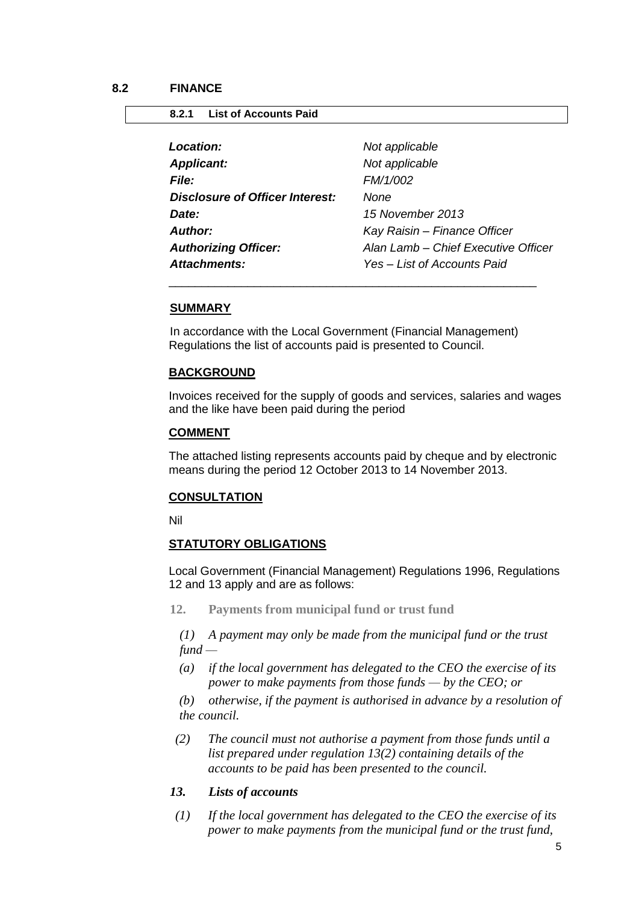## 8.2 FINANCE

### 8.2.1 List of Accounts Paid

| | |
|---|---|
| ***Location:*** | *Not applicable* |
| ***Applicant:*** | *Not applicable* |
| ***File:*** | *FM/1/002* |
| ***Disclosure of Officer Interest:*** | *None* |
| ***Date:*** | *15 November 2013* |
| ***Author:*** | *Kay Raisin – Finance Officer* |
| ***Authorizing Officer:*** | *Alan Lamb – Chief Executive Officer* |
| ***Attachments:*** | *Yes – List of Accounts Paid* |

---

**SUMMARY**

In accordance with the Local Government (Financial Management) Regulations the list of accounts paid is presented to Council.

**BACKGROUND**

Invoices received for the supply of goods and services, salaries and wages and the like have been paid during the period

**COMMENT**

The attached listing represents accounts paid by cheque and by electronic means during the period 12 October 2013 to 14 November 2013.

**CONSULTATION**

Nil

**STATUTORY OBLIGATIONS**

Local Government (Financial Management) Regulations 1996, Regulations 12 and 13 apply and are as follows:

**12. Payments from municipal fund or trust fund**

*(1) A payment may only be made from the municipal fund or the trust fund —*

*(a) if the local government has delegated to the CEO the exercise of its power to make payments from those funds — by the CEO; or*

*(b) otherwise, if the payment is authorised in advance by a resolution of the council.*

*(2) The council must not authorise a payment from those funds until a list prepared under regulation 13(2) containing details of the accounts to be paid has been presented to the council.*

***13. Lists of accounts***

*(1) If the local government has delegated to the CEO the exercise of its power to make payments from the municipal fund or the trust fund,*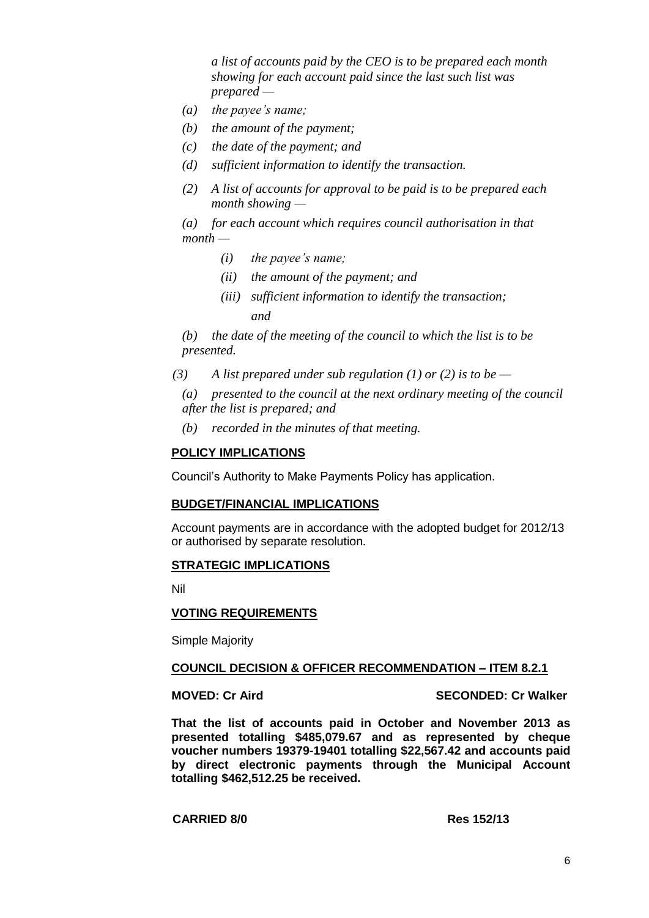*a list of accounts paid by the CEO is to be prepared each month showing for each account paid since the last such list was prepared —*

*(a) the payee's name;*

*(b) the amount of the payment;*

*(c) the date of the payment; and*

*(d) sufficient information to identify the transaction.*

*(2) A list of accounts for approval to be paid is to be prepared each month showing —*

*(a) for each account which requires council authorisation in that month —*

*(i) the payee's name;*

*(ii) the amount of the payment; and*

*(iii) sufficient information to identify the transaction; and*

*(b) the date of the meeting of the council to which the list is to be presented.*

*(3) A list prepared under sub regulation (1) or (2) is to be —*

*(a) presented to the council at the next ordinary meeting of the council after the list is prepared; and*

*(b) recorded in the minutes of that meeting.*

**POLICY IMPLICATIONS**

Council's Authority to Make Payments Policy has application.

**BUDGET/FINANCIAL IMPLICATIONS**

Account payments are in accordance with the adopted budget for 2012/13 or authorised by separate resolution.

**STRATEGIC IMPLICATIONS**

Nil

**VOTING REQUIREMENTS**

Simple Majority

**COUNCIL DECISION & OFFICER RECOMMENDATION – ITEM 8.2.1**

**MOVED: Cr Aird** **SECONDED: Cr Walker**

**That the list of accounts paid in October and November 2013 as presented totalling $485,079.67 and as represented by cheque voucher numbers 19379-19401 totalling $22,567.42 and accounts paid by direct electronic payments through the Municipal Account totalling $462,512.25 be received.**

**CARRIED 8/0** **Res 152/13**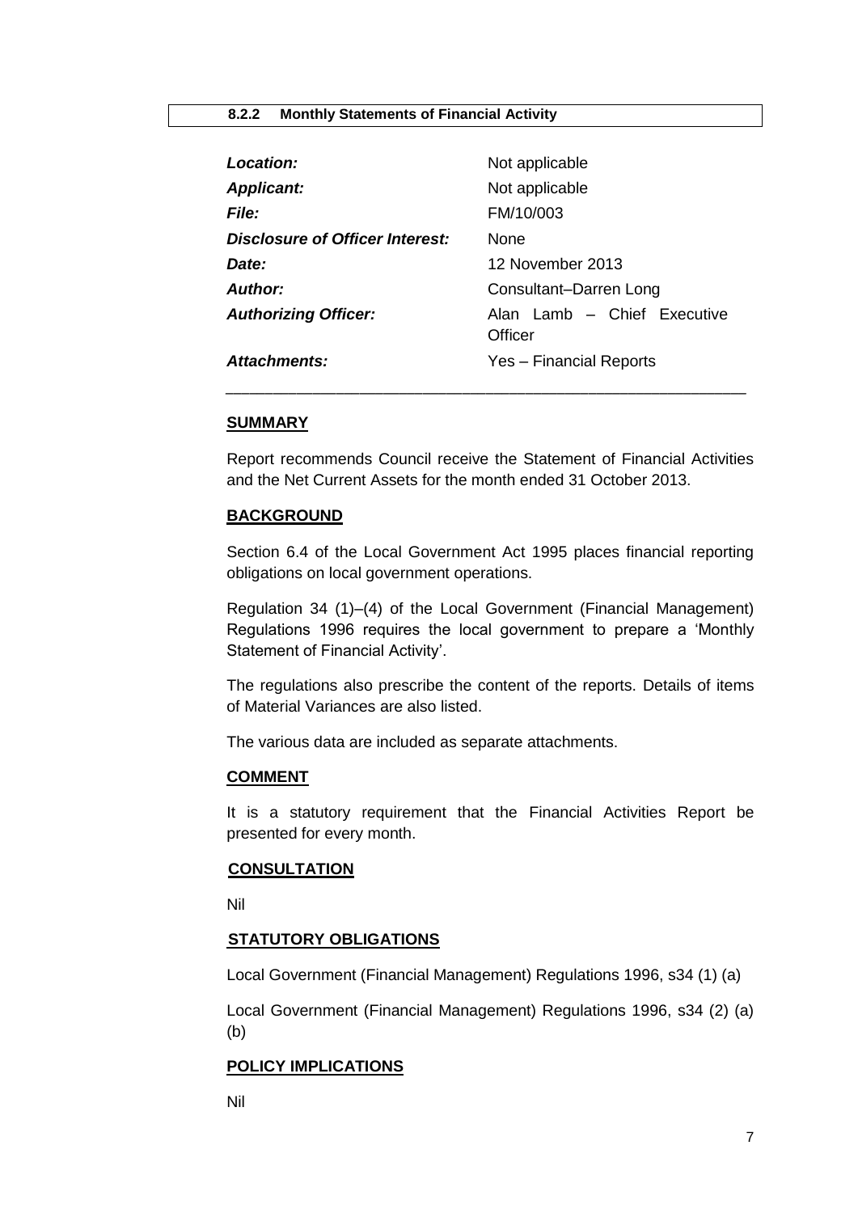### 8.2.2 Monthly Statements of Financial Activity

| | |
|---|---|
| ***Location:*** | Not applicable |
| ***Applicant:*** | Not applicable |
| ***File:*** | FM/10/003 |
| ***Disclosure of Officer Interest:*** | None |
| ***Date:*** | 12 November 2013 |
| ***Author:*** | Consultant–Darren Long |
| ***Authorizing Officer:*** | Alan Lamb – Chief Executive Officer |
| ***Attachments:*** | Yes – Financial Reports |

**SUMMARY**

Report recommends Council receive the Statement of Financial Activities and the Net Current Assets for the month ended 31 October 2013.

**BACKGROUND**

Section 6.4 of the Local Government Act 1995 places financial reporting obligations on local government operations.

Regulation 34 (1)–(4) of the Local Government (Financial Management) Regulations 1996 requires the local government to prepare a 'Monthly Statement of Financial Activity'.

The regulations also prescribe the content of the reports. Details of items of Material Variances are also listed.

The various data are included as separate attachments.

**COMMENT**

It is a statutory requirement that the Financial Activities Report be presented for every month.

**CONSULTATION**

Nil

**STATUTORY OBLIGATIONS**

Local Government (Financial Management) Regulations 1996, s34 (1) (a)

Local Government (Financial Management) Regulations 1996, s34 (2) (a) (b)

**POLICY IMPLICATIONS**

Nil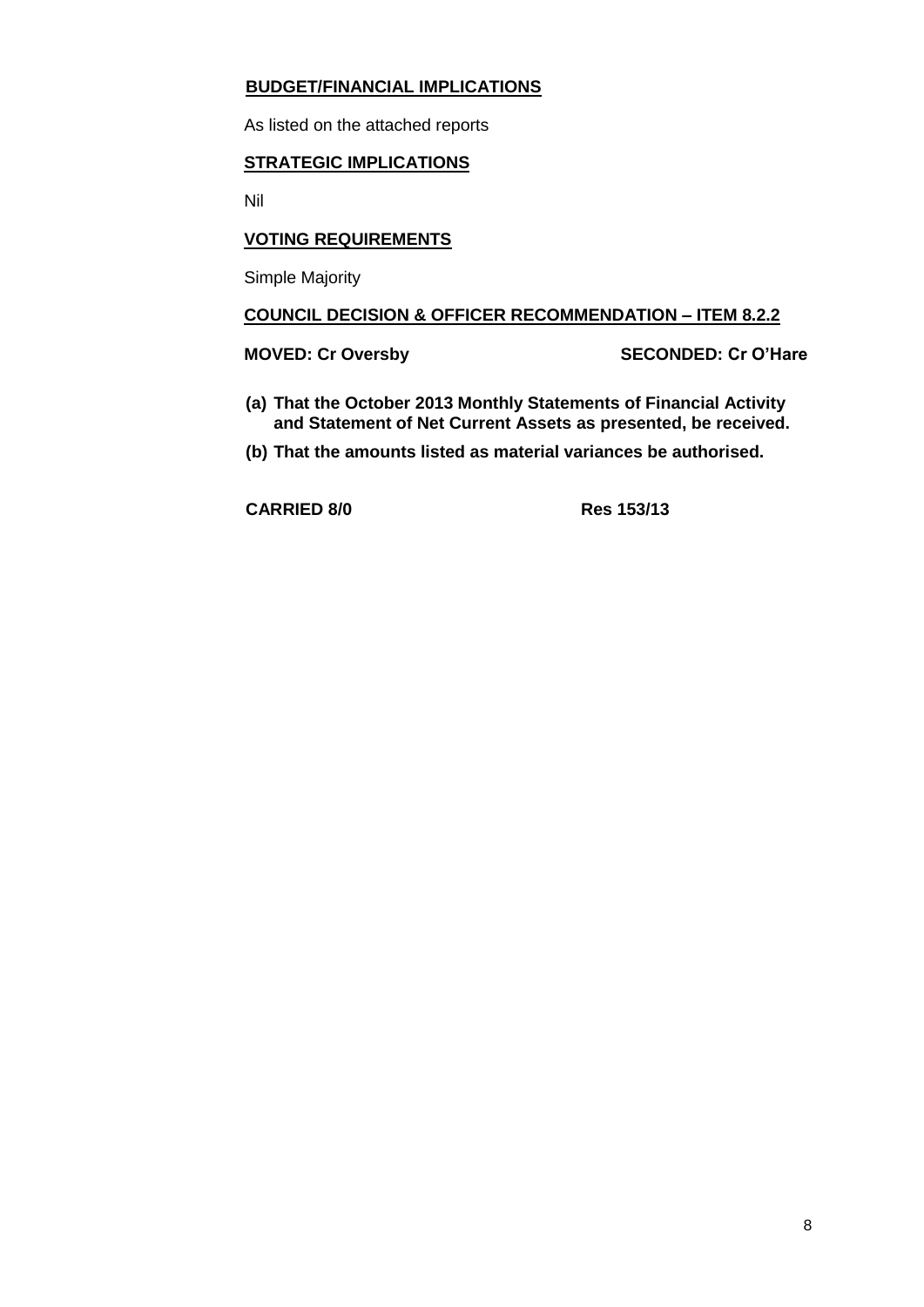**BUDGET/FINANCIAL IMPLICATIONS**

As listed on the attached reports

**STRATEGIC IMPLICATIONS**

Nil

**VOTING REQUIREMENTS**

Simple Majority

**COUNCIL DECISION & OFFICER RECOMMENDATION – ITEM 8.2.2**

**MOVED: Cr Oversby** **SECONDED: Cr O'Hare**

**(a) That the October 2013 Monthly Statements of Financial Activity and Statement of Net Current Assets as presented, be received.**

**(b) That the amounts listed as material variances be authorised.**

**CARRIED 8/0** **Res 153/13**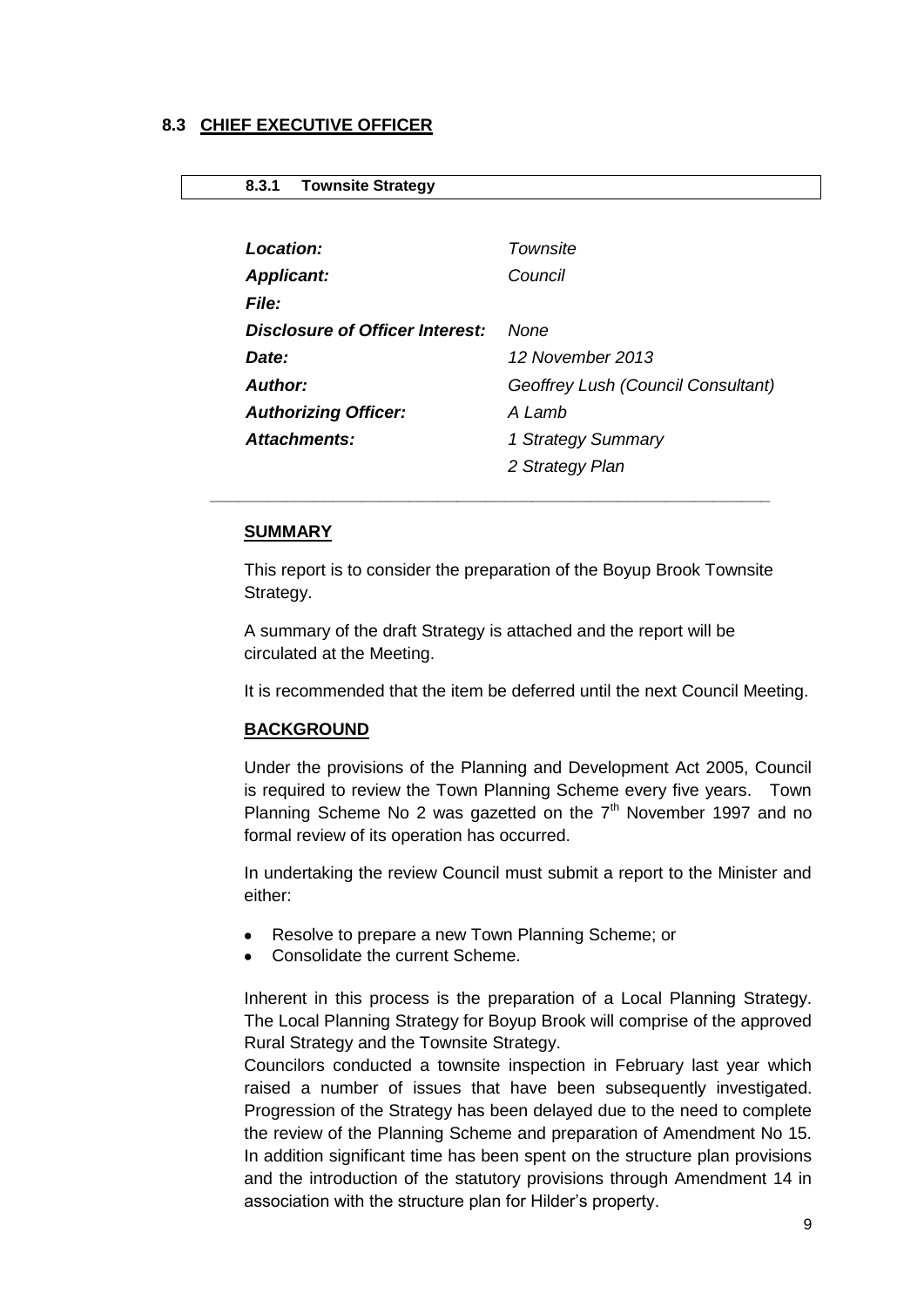## 8.3 CHIEF EXECUTIVE OFFICER

### 8.3.1 Townsite Strategy

| | |
|---|---|
| ***Location:*** | *Townsite* |
| ***Applicant:*** | *Council* |
| ***File:*** | |
| ***Disclosure of Officer Interest:*** | *None* |
| ***Date:*** | *12 November 2013* |
| ***Author:*** | *Geoffrey Lush (Council Consultant)* |
| ***Authorizing Officer:*** | *A Lamb* |
| ***Attachments:*** | *1 Strategy Summary* |
| | *2 Strategy Plan* |

---

**SUMMARY**

This report is to consider the preparation of the Boyup Brook Townsite Strategy.

A summary of the draft Strategy is attached and the report will be circulated at the Meeting.

It is recommended that the item be deferred until the next Council Meeting.

**BACKGROUND**

Under the provisions of the Planning and Development Act 2005, Council is required to review the Town Planning Scheme every five years. Town Planning Scheme No 2 was gazetted on the 7th November 1997 and no formal review of its operation has occurred.

In undertaking the review Council must submit a report to the Minister and either:

- Resolve to prepare a new Town Planning Scheme; or
- Consolidate the current Scheme.

Inherent in this process is the preparation of a Local Planning Strategy. The Local Planning Strategy for Boyup Brook will comprise of the approved Rural Strategy and the Townsite Strategy.

Councilors conducted a townsite inspection in February last year which raised a number of issues that have been subsequently investigated. Progression of the Strategy has been delayed due to the need to complete the review of the Planning Scheme and preparation of Amendment No 15. In addition significant time has been spent on the structure plan provisions and the introduction of the statutory provisions through Amendment 14 in association with the structure plan for Hilder's property.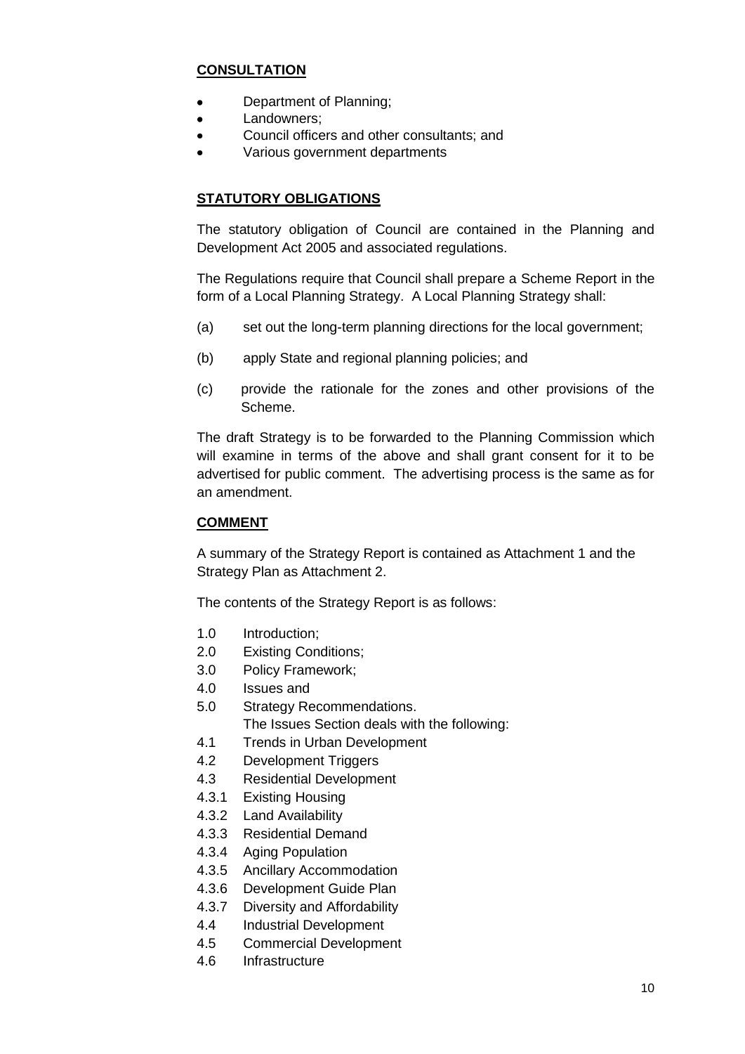**CONSULTATION**

- Department of Planning;
- Landowners;
- Council officers and other consultants; and
- Various government departments

**STATUTORY OBLIGATIONS**

The statutory obligation of Council are contained in the Planning and Development Act 2005 and associated regulations.

The Regulations require that Council shall prepare a Scheme Report in the form of a Local Planning Strategy. A Local Planning Strategy shall:

(a) set out the long-term planning directions for the local government;

(b) apply State and regional planning policies; and

(c) provide the rationale for the zones and other provisions of the Scheme.

The draft Strategy is to be forwarded to the Planning Commission which will examine in terms of the above and shall grant consent for it to be advertised for public comment. The advertising process is the same as for an amendment.

**COMMENT**

A summary of the Strategy Report is contained as Attachment 1 and the Strategy Plan as Attachment 2.

The contents of the Strategy Report is as follows:

1.0 Introduction;
2.0 Existing Conditions;
3.0 Policy Framework;
4.0 Issues and
5.0 Strategy Recommendations.

The Issues Section deals with the following:

4.1 Trends in Urban Development
4.2 Development Triggers
4.3 Residential Development
4.3.1 Existing Housing
4.3.2 Land Availability
4.3.3 Residential Demand
4.3.4 Aging Population
4.3.5 Ancillary Accommodation
4.3.6 Development Guide Plan
4.3.7 Diversity and Affordability
4.4 Industrial Development
4.5 Commercial Development
4.6 Infrastructure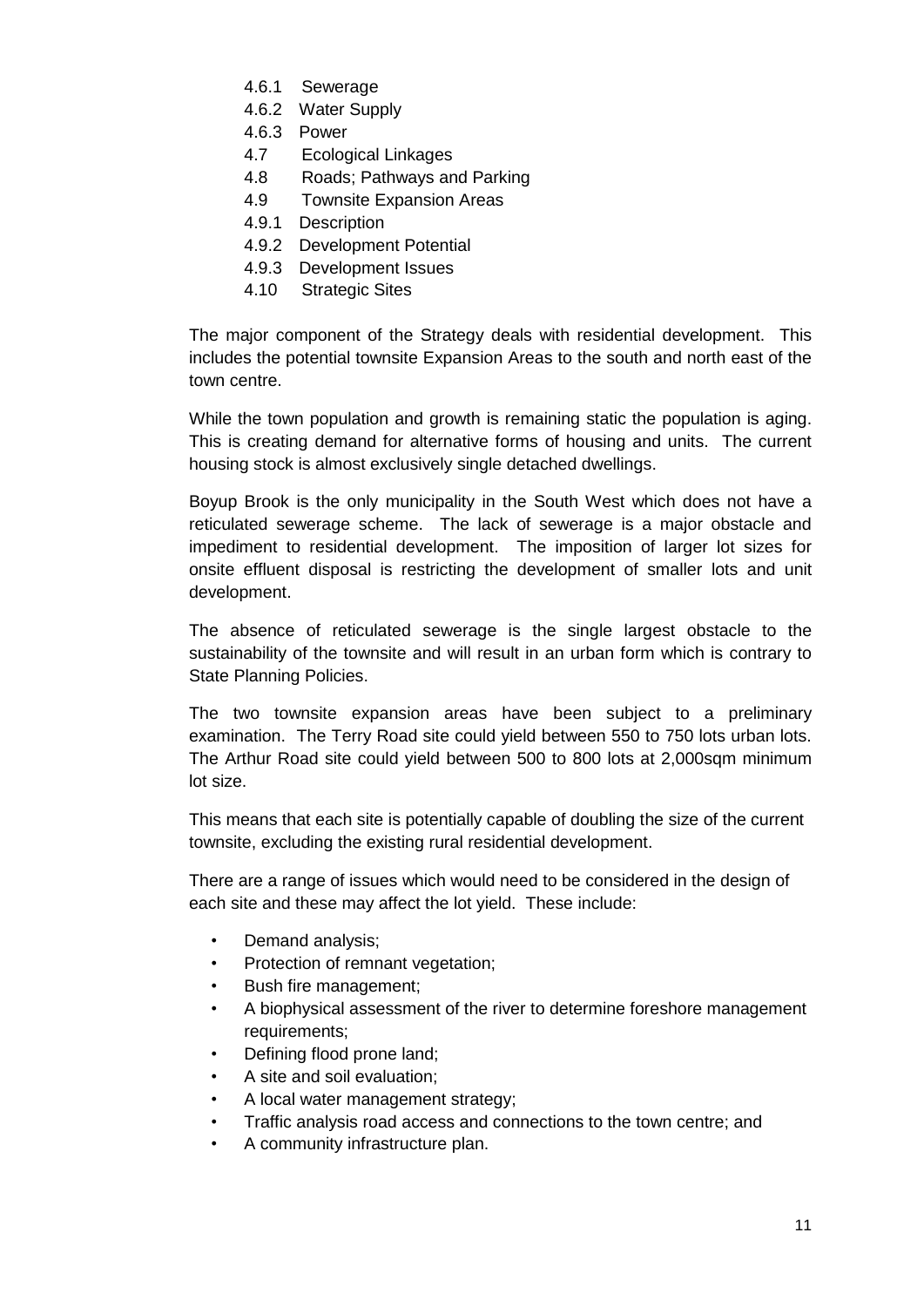- 4.6.1 Sewerage
- 4.6.2 Water Supply
- 4.6.3 Power
- 4.7 Ecological Linkages
- 4.8 Roads; Pathways and Parking
- 4.9 Townsite Expansion Areas
- 4.9.1 Description
- 4.9.2 Development Potential
- 4.9.3 Development Issues
- 4.10 Strategic Sites

The major component of the Strategy deals with residential development. This includes the potential townsite Expansion Areas to the south and north east of the town centre.

While the town population and growth is remaining static the population is aging. This is creating demand for alternative forms of housing and units. The current housing stock is almost exclusively single detached dwellings.

Boyup Brook is the only municipality in the South West which does not have a reticulated sewerage scheme. The lack of sewerage is a major obstacle and impediment to residential development. The imposition of larger lot sizes for onsite effluent disposal is restricting the development of smaller lots and unit development.

The absence of reticulated sewerage is the single largest obstacle to the sustainability of the townsite and will result in an urban form which is contrary to State Planning Policies.

The two townsite expansion areas have been subject to a preliminary examination. The Terry Road site could yield between 550 to 750 lots urban lots. The Arthur Road site could yield between 500 to 800 lots at 2,000sqm minimum lot size.

This means that each site is potentially capable of doubling the size of the current townsite, excluding the existing rural residential development.

There are a range of issues which would need to be considered in the design of each site and these may affect the lot yield. These include:

- Demand analysis;
- Protection of remnant vegetation;
- Bush fire management;
- A biophysical assessment of the river to determine foreshore management requirements;
- Defining flood prone land;
- A site and soil evaluation;
- A local water management strategy;
- Traffic analysis road access and connections to the town centre; and
- A community infrastructure plan.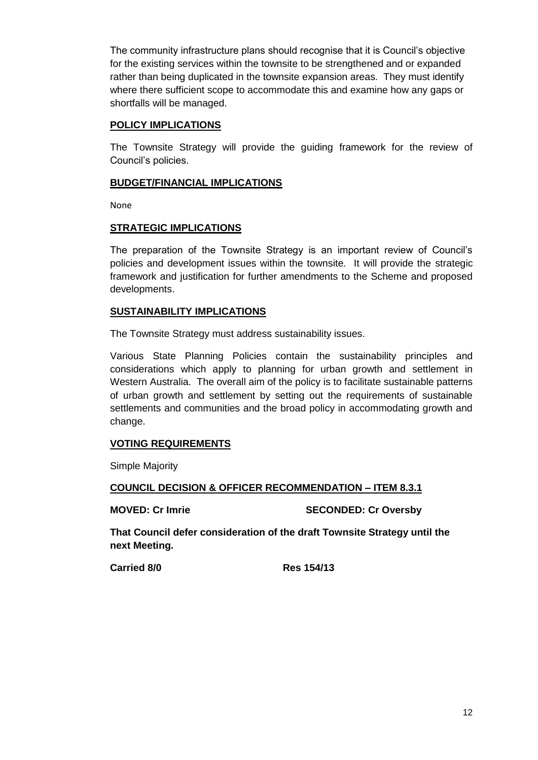The community infrastructure plans should recognise that it is Council's objective for the existing services within the townsite to be strengthened and or expanded rather than being duplicated in the townsite expansion areas. They must identify where there sufficient scope to accommodate this and examine how any gaps or shortfalls will be managed.

## POLICY IMPLICATIONS

The Townsite Strategy will provide the guiding framework for the review of Council's policies.

## BUDGET/FINANCIAL IMPLICATIONS

None

## STRATEGIC IMPLICATIONS

The preparation of the Townsite Strategy is an important review of Council's policies and development issues within the townsite. It will provide the strategic framework and justification for further amendments to the Scheme and proposed developments.

## SUSTAINABILITY IMPLICATIONS

The Townsite Strategy must address sustainability issues.

Various State Planning Policies contain the sustainability principles and considerations which apply to planning for urban growth and settlement in Western Australia. The overall aim of the policy is to facilitate sustainable patterns of urban growth and settlement by setting out the requirements of sustainable settlements and communities and the broad policy in accommodating growth and change.

## VOTING REQUIREMENTS

Simple Majority

## COUNCIL DECISION & OFFICER RECOMMENDATION – ITEM 8.3.1

**MOVED: Cr Imrie** **SECONDED: Cr Oversby**

**That Council defer consideration of the draft Townsite Strategy until the next Meeting.**

**Carried 8/0** **Res 154/13**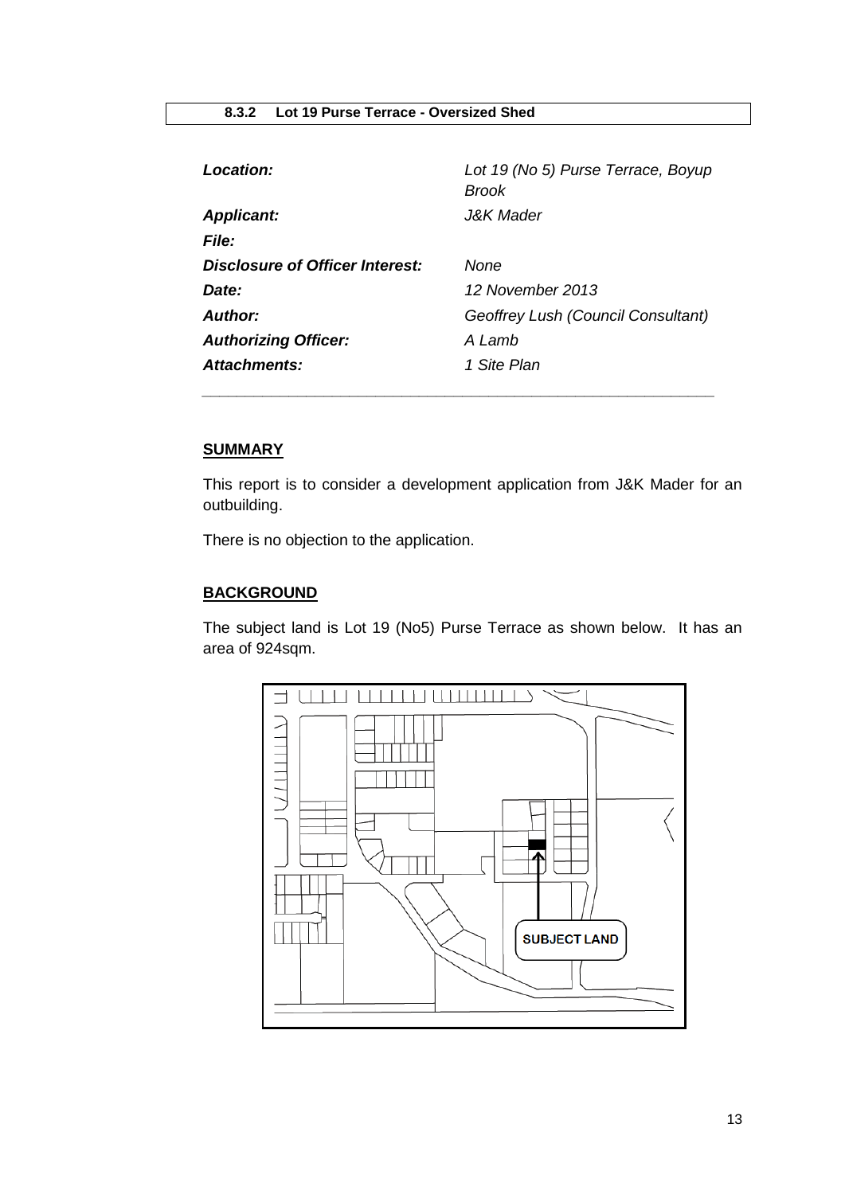## 8.3.2 Lot 19 Purse Terrace - Oversized Shed

| | |
|---|---|
| ***Location:*** | *Lot 19 (No 5) Purse Terrace, Boyup Brook* |
| ***Applicant:*** | *J&K Mader* |
| ***File:*** | |
| ***Disclosure of Officer Interest:*** | *None* |
| ***Date:*** | *12 November 2013* |
| ***Author:*** | *Geoffrey Lush (Council Consultant)* |
| ***Authorizing Officer:*** | *A Lamb* |
| ***Attachments:*** | *1 Site Plan* |

### SUMMARY

This report is to consider a development application from J&K Mader for an outbuilding.

There is no objection to the application.

### BACKGROUND

The subject land is Lot 19 (No5) Purse Terrace as shown below. It has an area of 924sqm.

SUBJECT LAND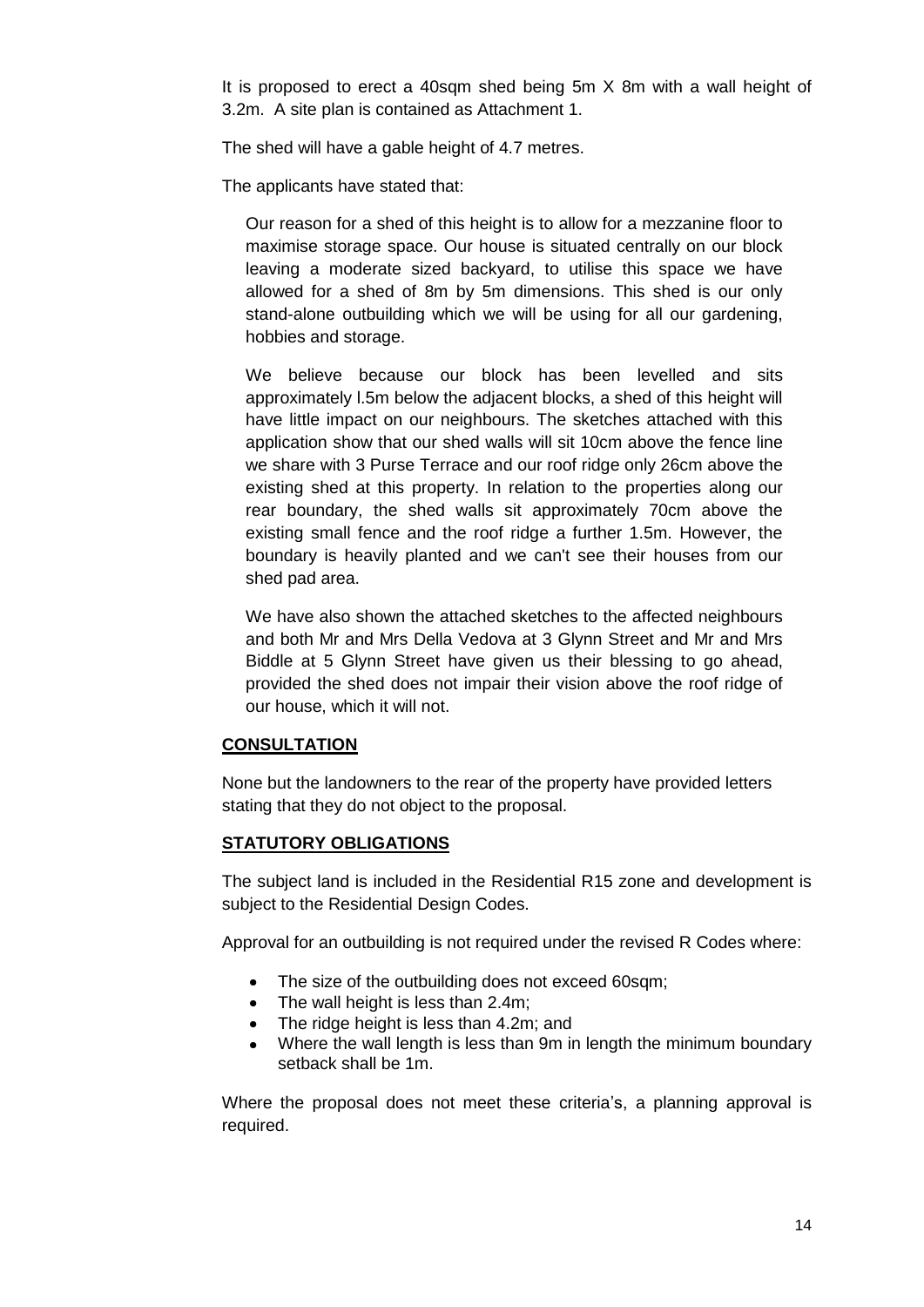It is proposed to erect a 40sqm shed being 5m X 8m with a wall height of 3.2m. A site plan is contained as Attachment 1.

The shed will have a gable height of 4.7 metres.

The applicants have stated that:

> Our reason for a shed of this height is to allow for a mezzanine floor to maximise storage space. Our house is situated centrally on our block leaving a moderate sized backyard, to utilise this space we have allowed for a shed of 8m by 5m dimensions. This shed is our only stand-alone outbuilding which we will be using for all our gardening, hobbies and storage.
>
> We believe because our block has been levelled and sits approximately l.5m below the adjacent blocks, a shed of this height will have little impact on our neighbours. The sketches attached with this application show that our shed walls will sit 10cm above the fence line we share with 3 Purse Terrace and our roof ridge only 26cm above the existing shed at this property. In relation to the properties along our rear boundary, the shed walls sit approximately 70cm above the existing small fence and the roof ridge a further 1.5m. However, the boundary is heavily planted and we can't see their houses from our shed pad area.
>
> We have also shown the attached sketches to the affected neighbours and both Mr and Mrs Della Vedova at 3 Glynn Street and Mr and Mrs Biddle at 5 Glynn Street have given us their blessing to go ahead, provided the shed does not impair their vision above the roof ridge of our house, which it will not.

## CONSULTATION

None but the landowners to the rear of the property have provided letters stating that they do not object to the proposal.

## STATUTORY OBLIGATIONS

The subject land is included in the Residential R15 zone and development is subject to the Residential Design Codes.

Approval for an outbuilding is not required under the revised R Codes where:

- The size of the outbuilding does not exceed 60sqm;
- The wall height is less than 2.4m;
- The ridge height is less than 4.2m; and
- Where the wall length is less than 9m in length the minimum boundary setback shall be 1m.

Where the proposal does not meet these criteria's, a planning approval is required.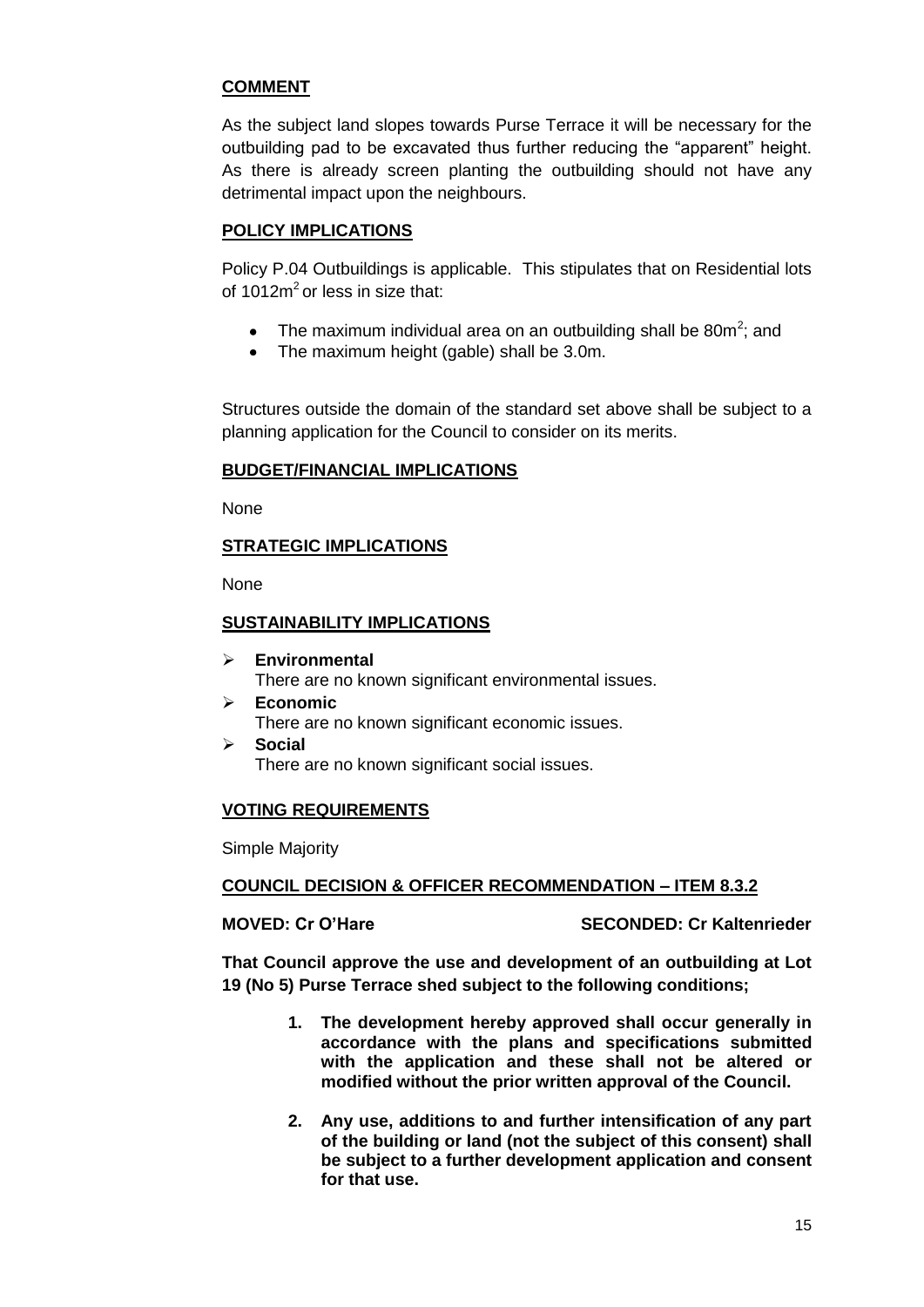## COMMENT

As the subject land slopes towards Purse Terrace it will be necessary for the outbuilding pad to be excavated thus further reducing the "apparent" height. As there is already screen planting the outbuilding should not have any detrimental impact upon the neighbours.

## POLICY IMPLICATIONS

Policy P.04 Outbuildings is applicable. This stipulates that on Residential lots of 1012m$^2$ or less in size that:

- The maximum individual area on an outbuilding shall be 80m$^2$; and
- The maximum height (gable) shall be 3.0m.

Structures outside the domain of the standard set above shall be subject to a planning application for the Council to consider on its merits.

## BUDGET/FINANCIAL IMPLICATIONS

None

## STRATEGIC IMPLICATIONS

None

## SUSTAINABILITY IMPLICATIONS

- **Environmental**
  There are no known significant environmental issues.
- **Economic**
  There are no known significant economic issues.
- **Social**
  There are no known significant social issues.

## VOTING REQUIREMENTS

Simple Majority

## COUNCIL DECISION & OFFICER RECOMMENDATION – ITEM 8.3.2

**MOVED: Cr O'Hare** **SECONDED: Cr Kaltenrieder**

**That Council approve the use and development of an outbuilding at Lot 19 (No 5) Purse Terrace shed subject to the following conditions;**

1. **The development hereby approved shall occur generally in accordance with the plans and specifications submitted with the application and these shall not be altered or modified without the prior written approval of the Council.**
2. **Any use, additions to and further intensification of any part of the building or land (not the subject of this consent) shall be subject to a further development application and consent for that use.**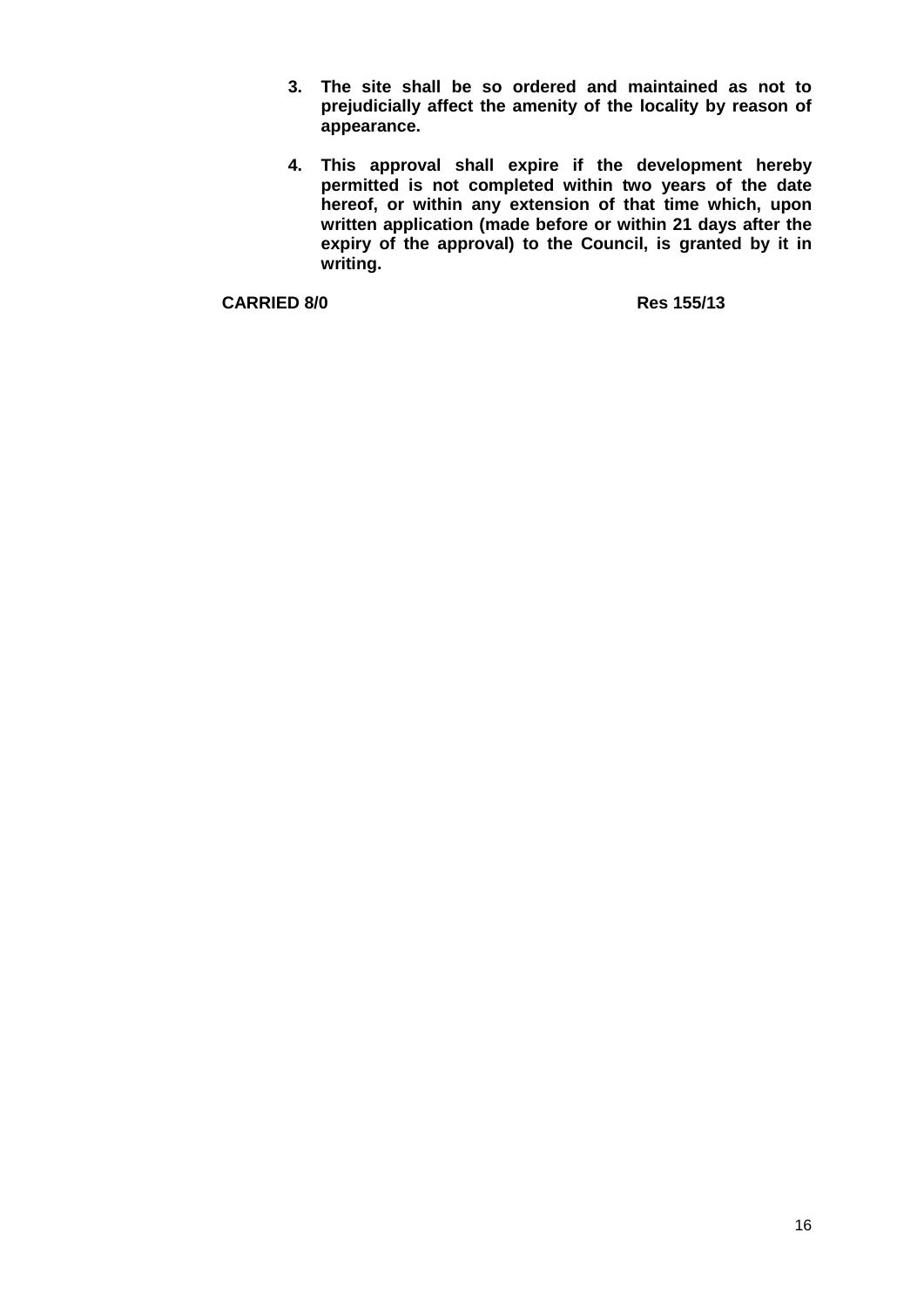3. **The site shall be so ordered and maintained as not to prejudicially affect the amenity of the locality by reason of appearance.**

4. **This approval shall expire if the development hereby permitted is not completed within two years of the date hereof, or within any extension of that time which, upon written application (made before or within 21 days after the expiry of the approval) to the Council, is granted by it in writing.**

**CARRIED 8/0** **Res 155/13**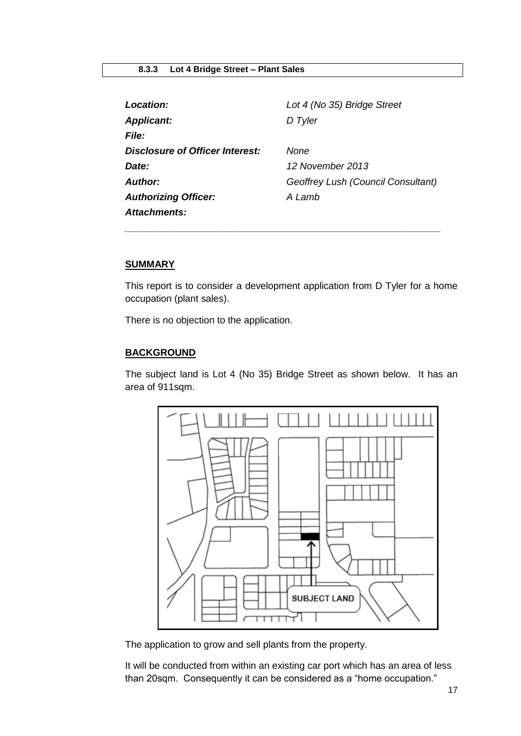## 8.3.3 Lot 4 Bridge Street – Plant Sales

| | |
|---|---|
| ***Location:*** | *Lot 4 (No 35) Bridge Street* |
| ***Applicant:*** | *D Tyler* |
| ***File:*** | |
| ***Disclosure of Officer Interest:*** | *None* |
| ***Date:*** | *12 November 2013* |
| ***Author:*** | *Geoffrey Lush (Council Consultant)* |
| ***Authorizing Officer:*** | *A Lamb* |
| ***Attachments:*** | |

---

**SUMMARY**

This report is to consider a development application from D Tyler for a home occupation (plant sales).

There is no objection to the application.

**BACKGROUND**

The subject land is Lot 4 (No 35) Bridge Street as shown below. It has an area of 911sqm.

SUBJECT LAND

The application to grow and sell plants from the property.

It will be conducted from within an existing car port which has an area of less than 20sqm. Consequently it can be considered as a "home occupation."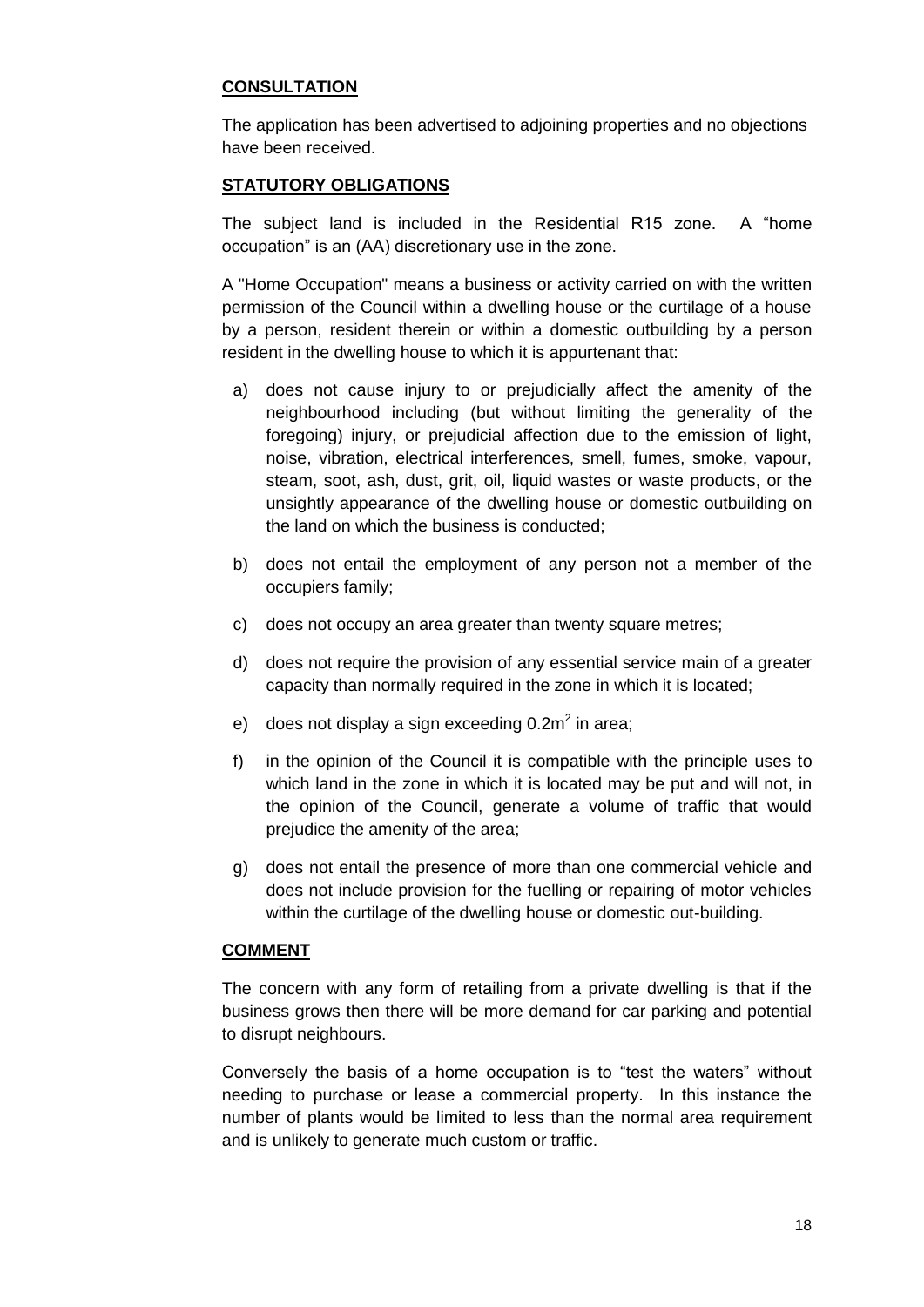## CONSULTATION

The application has been advertised to adjoining properties and no objections have been received.

## STATUTORY OBLIGATIONS

The subject land is included in the Residential R15 zone. A "home occupation" is an (AA) discretionary use in the zone.

A "Home Occupation" means a business or activity carried on with the written permission of the Council within a dwelling house or the curtilage of a house by a person, resident therein or within a domestic outbuilding by a person resident in the dwelling house to which it is appurtenant that:

a) does not cause injury to or prejudicially affect the amenity of the neighbourhood including (but without limiting the generality of the foregoing) injury, or prejudicial affection due to the emission of light, noise, vibration, electrical interferences, smell, fumes, smoke, vapour, steam, soot, ash, dust, grit, oil, liquid wastes or waste products, or the unsightly appearance of the dwelling house or domestic outbuilding on the land on which the business is conducted;

b) does not entail the employment of any person not a member of the occupiers family;

c) does not occupy an area greater than twenty square metres;

d) does not require the provision of any essential service main of a greater capacity than normally required in the zone in which it is located;

e) does not display a sign exceeding $0.2m^2$ in area;

f) in the opinion of the Council it is compatible with the principle uses to which land in the zone in which it is located may be put and will not, in the opinion of the Council, generate a volume of traffic that would prejudice the amenity of the area;

g) does not entail the presence of more than one commercial vehicle and does not include provision for the fuelling or repairing of motor vehicles within the curtilage of the dwelling house or domestic out-building.

## COMMENT

The concern with any form of retailing from a private dwelling is that if the business grows then there will be more demand for car parking and potential to disrupt neighbours.

Conversely the basis of a home occupation is to "test the waters" without needing to purchase or lease a commercial property. In this instance the number of plants would be limited to less than the normal area requirement and is unlikely to generate much custom or traffic.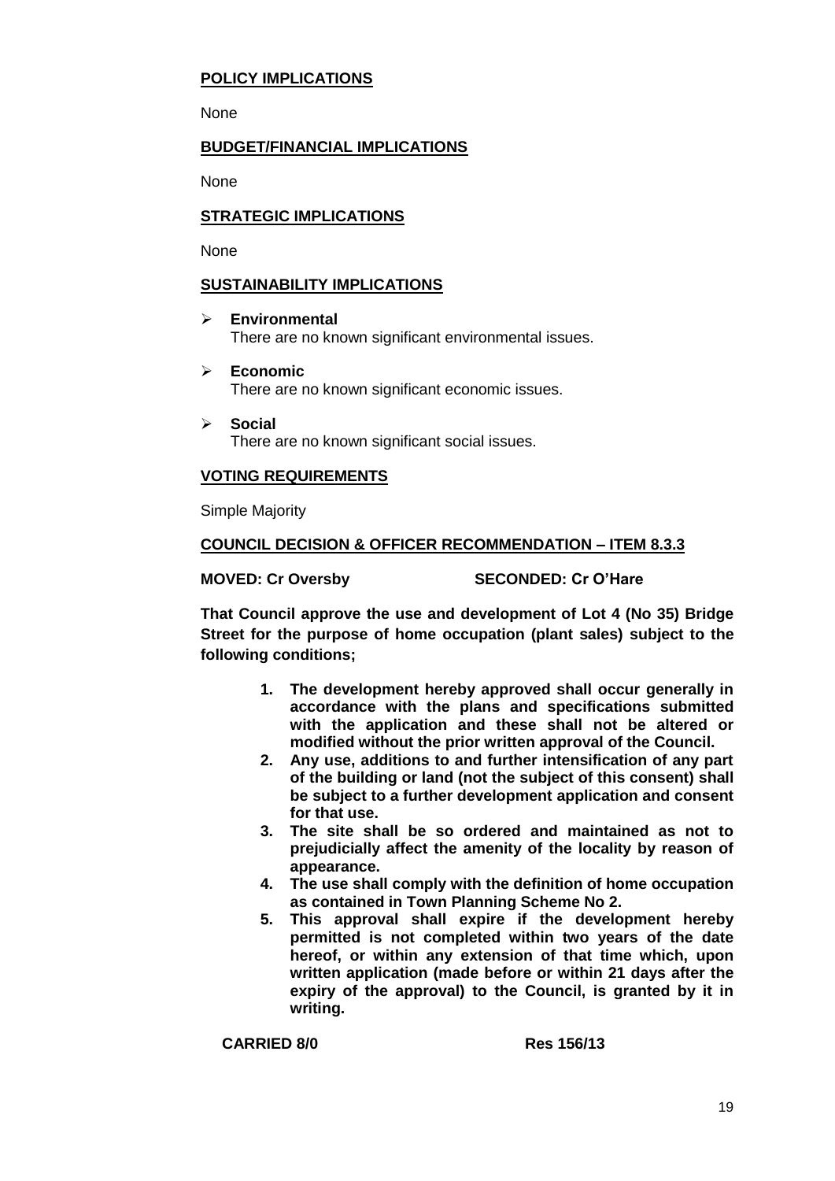**POLICY IMPLICATIONS**

None

**BUDGET/FINANCIAL IMPLICATIONS**

None

**STRATEGIC IMPLICATIONS**

None

**SUSTAINABILITY IMPLICATIONS**

- **Environmental**
  There are no known significant environmental issues.
- **Economic**
  There are no known significant economic issues.
- **Social**
  There are no known significant social issues.

**VOTING REQUIREMENTS**

Simple Majority

**COUNCIL DECISION & OFFICER RECOMMENDATION – ITEM 8.3.3**

**MOVED: Cr Oversby SECONDED: Cr O'Hare**

**That Council approve the use and development of Lot 4 (No 35) Bridge Street for the purpose of home occupation (plant sales) subject to the following conditions;**

1. **The development hereby approved shall occur generally in accordance with the plans and specifications submitted with the application and these shall not be altered or modified without the prior written approval of the Council.**
2. **Any use, additions to and further intensification of any part of the building or land (not the subject of this consent) shall be subject to a further development application and consent for that use.**
3. **The site shall be so ordered and maintained as not to prejudicially affect the amenity of the locality by reason of appearance.**
4. **The use shall comply with the definition of home occupation as contained in Town Planning Scheme No 2.**
5. **This approval shall expire if the development hereby permitted is not completed within two years of the date hereof, or within any extension of that time which, upon written application (made before or within 21 days after the expiry of the approval) to the Council, is granted by it in writing.**

**CARRIED 8/0 Res 156/13**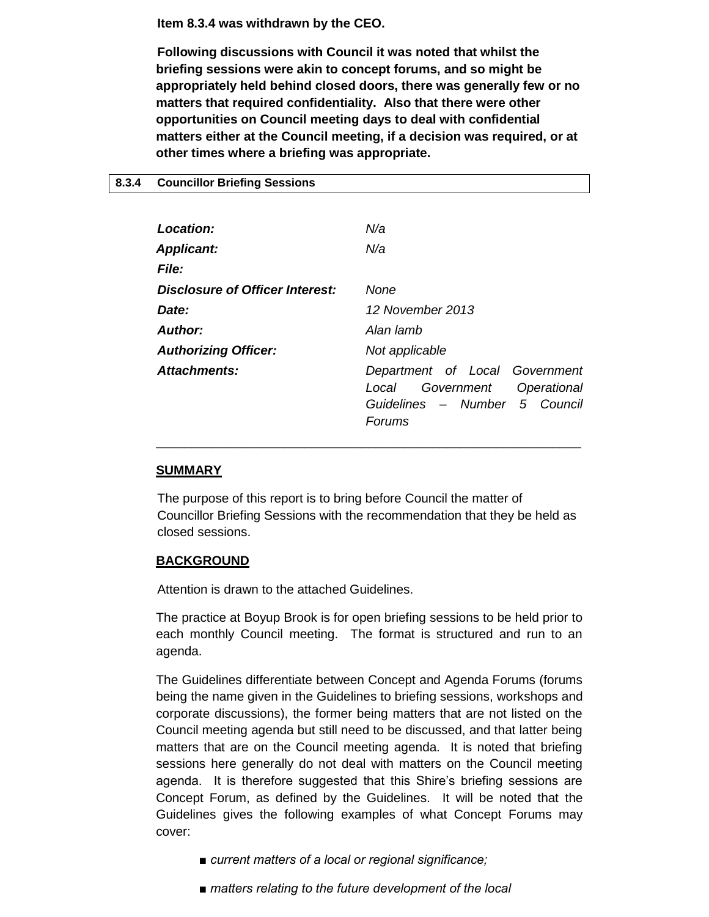**Item 8.3.4 was withdrawn by the CEO.**

**Following discussions with Council it was noted that whilst the briefing sessions were akin to concept forums, and so might be appropriately held behind closed doors, there was generally few or no matters that required confidentiality. Also that there were other opportunities on Council meeting days to deal with confidential matters either at the Council meeting, if a decision was required, or at other times where a briefing was appropriate.**

| **8.3.4** | **Councillor Briefing Sessions** |
|---|---|

| | |
|---|---|
| ***Location:*** | *N/a* |
| ***Applicant:*** | *N/a* |
| ***File:*** | |
| ***Disclosure of Officer Interest:*** | *None* |
| ***Date:*** | *12 November 2013* |
| ***Author:*** | *Alan lamb* |
| ***Authorizing Officer:*** | *Not applicable* |
| ***Attachments:*** | *Department of Local Government Local Government Operational Guidelines – Number 5 Council Forums* |

---

## SUMMARY

The purpose of this report is to bring before Council the matter of Councillor Briefing Sessions with the recommendation that they be held as closed sessions.

## BACKGROUND

Attention is drawn to the attached Guidelines.

The practice at Boyup Brook is for open briefing sessions to be held prior to each monthly Council meeting. The format is structured and run to an agenda.

The Guidelines differentiate between Concept and Agenda Forums (forums being the name given in the Guidelines to briefing sessions, workshops and corporate discussions), the former being matters that are not listed on the Council meeting agenda but still need to be discussed, and that latter being matters that are on the Council meeting agenda. It is noted that briefing sessions here generally do not deal with matters on the Council meeting agenda. It is therefore suggested that this Shire's briefing sessions are Concept Forum, as defined by the Guidelines. It will be noted that the Guidelines gives the following examples of what Concept Forums may cover:

- *current matters of a local or regional significance;*
- *matters relating to the future development of the local*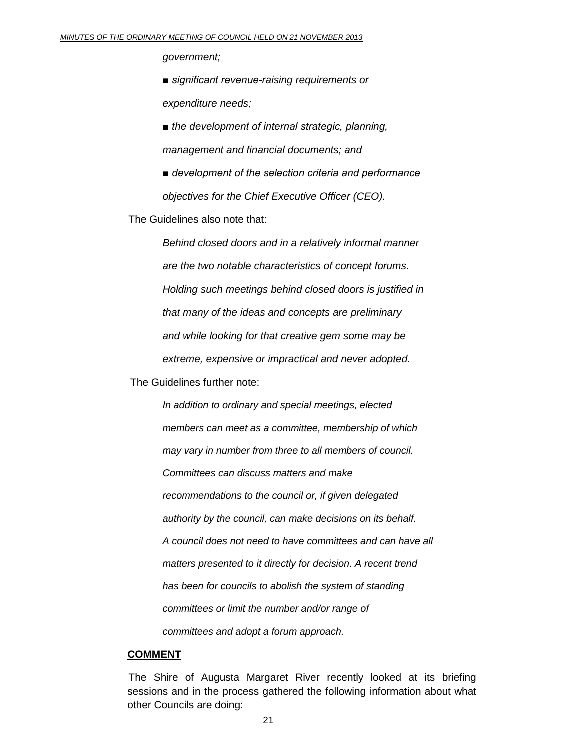*government;*

> ■ *significant revenue-raising requirements or expenditure needs;*
>
> ■ *the development of internal strategic, planning, management and financial documents; and*
>
> ■ *development of the selection criteria and performance objectives for the Chief Executive Officer (CEO).*

The Guidelines also note that:

> *Behind closed doors and in a relatively informal manner are the two notable characteristics of concept forums. Holding such meetings behind closed doors is justified in that many of the ideas and concepts are preliminary and while looking for that creative gem some may be extreme, expensive or impractical and never adopted.*

The Guidelines further note:

> *In addition to ordinary and special meetings, elected members can meet as a committee, membership of which may vary in number from three to all members of council. Committees can discuss matters and make recommendations to the council or, if given delegated authority by the council, can make decisions on its behalf. A council does not need to have committees and can have all matters presented to it directly for decision. A recent trend has been for councils to abolish the system of standing committees or limit the number and/or range of committees and adopt a forum approach.*

**COMMENT**

The Shire of Augusta Margaret River recently looked at its briefing sessions and in the process gathered the following information about what other Councils are doing: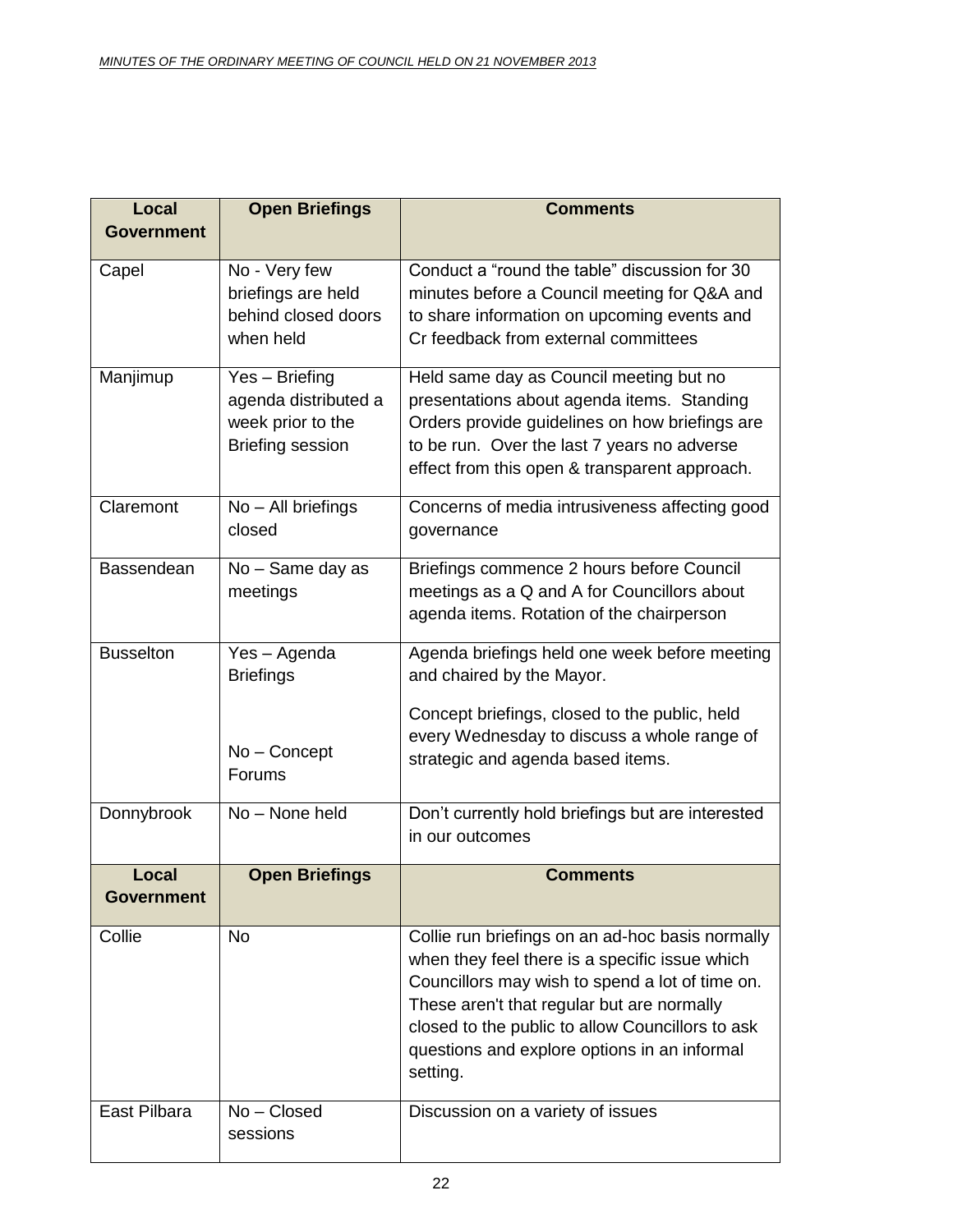| Local Government | Open Briefings | Comments |
|---|---|---|
| Capel | No - Very few briefings are held behind closed doors when held | Conduct a "round the table" discussion for 30 minutes before a Council meeting for Q&A and to share information on upcoming events and Cr feedback from external committees |
| Manjimup | Yes – Briefing agenda distributed a week prior to the Briefing session | Held same day as Council meeting but no presentations about agenda items. Standing Orders provide guidelines on how briefings are to be run. Over the last 7 years no adverse effect from this open & transparent approach. |
| Claremont | No – All briefings closed | Concerns of media intrusiveness affecting good governance |
| Bassendean | No – Same day as meetings | Briefings commence 2 hours before Council meetings as a Q and A for Councillors about agenda items. Rotation of the chairperson |
| Busselton | Yes – Agenda Briefings<br><br>No – Concept Forums | Agenda briefings held one week before meeting and chaired by the Mayor.<br><br>Concept briefings, closed to the public, held every Wednesday to discuss a whole range of strategic and agenda based items. |
| Donnybrook | No – None held | Don't currently hold briefings but are interested in our outcomes |
| Collie | No | Collie run briefings on an ad-hoc basis normally when they feel there is a specific issue which Councillors may wish to spend a lot of time on. These aren't that regular but are normally closed to the public to allow Councillors to ask questions and explore options in an informal setting. |
| East Pilbara | No – Closed sessions | Discussion on a variety of issues |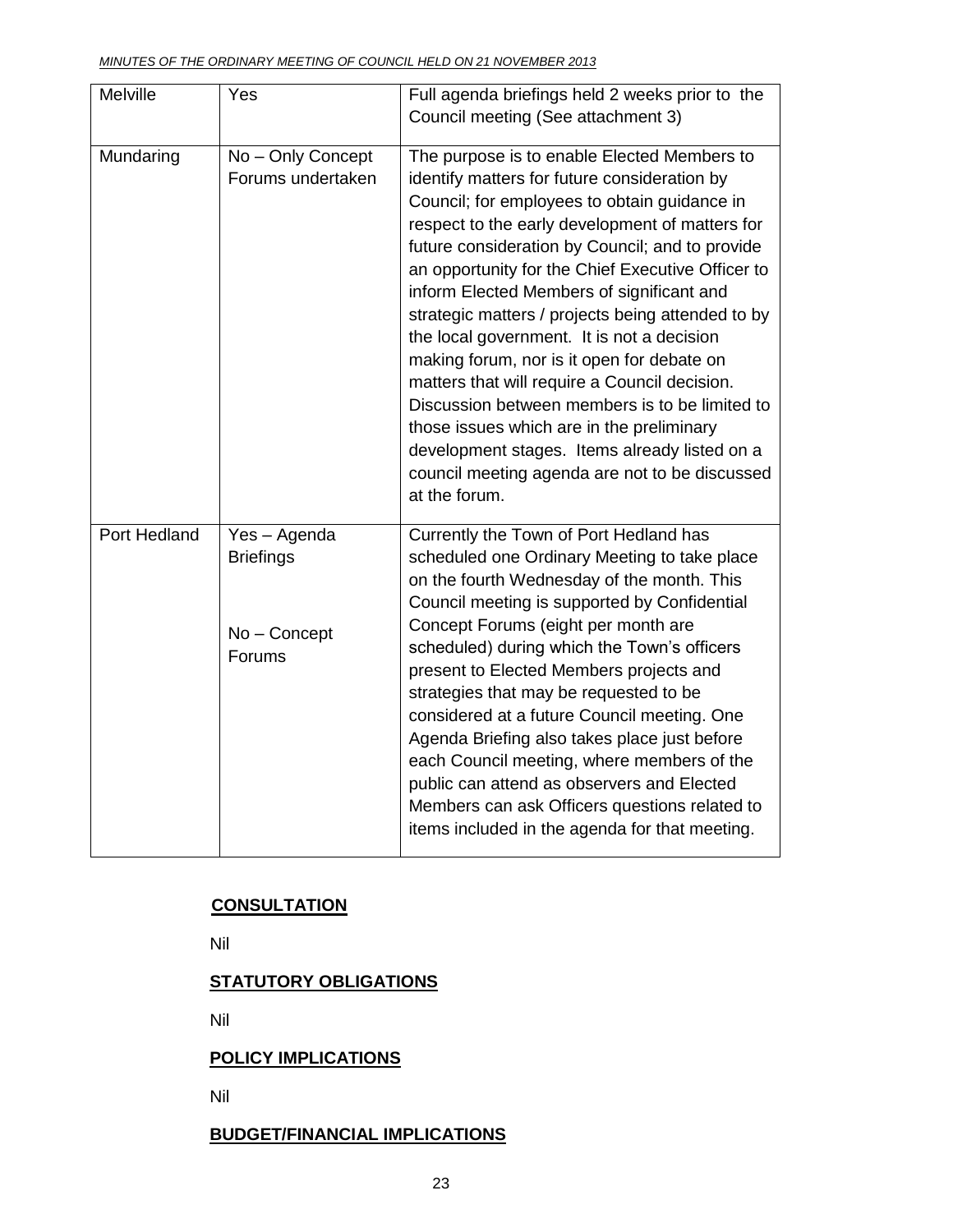| Melville | Yes | Full agenda briefings held 2 weeks prior to the Council meeting (See attachment 3) |
|---|---|---|
| Mundaring | No – Only Concept Forums undertaken | The purpose is to enable Elected Members to identify matters for future consideration by Council; for employees to obtain guidance in respect to the early development of matters for future consideration by Council; and to provide an opportunity for the Chief Executive Officer to inform Elected Members of significant and strategic matters / projects being attended to by the local government. It is not a decision making forum, nor is it open for debate on matters that will require a Council decision. Discussion between members is to be limited to those issues which are in the preliminary development stages. Items already listed on a council meeting agenda are not to be discussed at the forum. |
| Port Hedland | Yes – Agenda Briefings<br><br>No – Concept Forums | Currently the Town of Port Hedland has scheduled one Ordinary Meeting to take place on the fourth Wednesday of the month. This Council meeting is supported by Confidential Concept Forums (eight per month are scheduled) during which the Town's officers present to Elected Members projects and strategies that may be requested to be considered at a future Council meeting. One Agenda Briefing also takes place just before each Council meeting, where members of the public can attend as observers and Elected Members can ask Officers questions related to items included in the agenda for that meeting. |

**CONSULTATION**

Nil

**STATUTORY OBLIGATIONS**

Nil

**POLICY IMPLICATIONS**

Nil

**BUDGET/FINANCIAL IMPLICATIONS**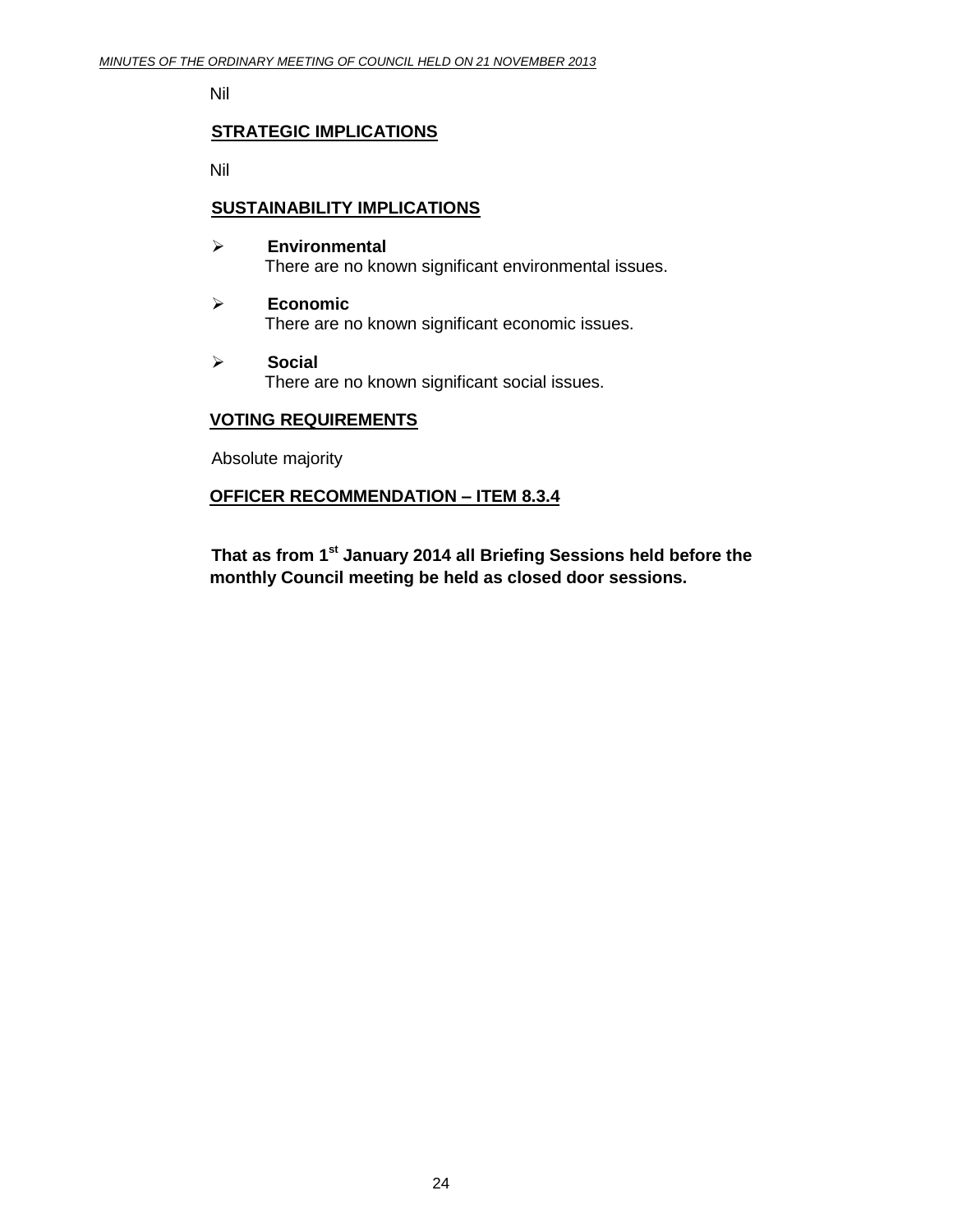Nil

## STRATEGIC IMPLICATIONS

Nil

## SUSTAINABILITY IMPLICATIONS

- **Environmental**
  There are no known significant environmental issues.

- **Economic**
  There are no known significant economic issues.

- **Social**
  There are no known significant social issues.

## VOTING REQUIREMENTS

Absolute majority

## OFFICER RECOMMENDATION – ITEM 8.3.4

**That as from 1st January 2014 all Briefing Sessions held before the monthly Council meeting be held as closed door sessions.**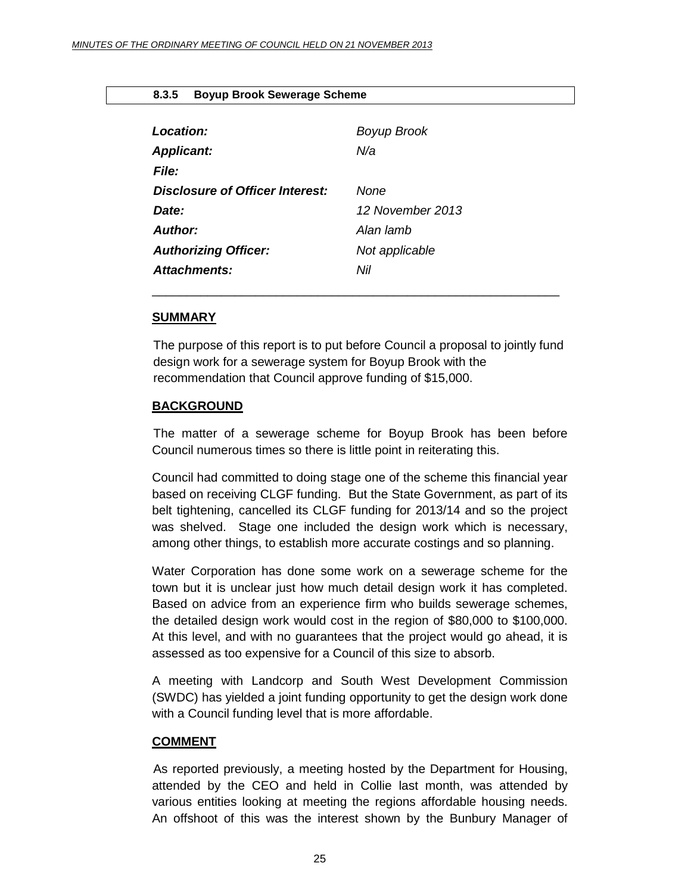### 8.3.5 Boyup Brook Sewerage Scheme

| | |
|---|---|
| ***Location:*** | *Boyup Brook* |
| ***Applicant:*** | *N/a* |
| ***File:*** | |
| ***Disclosure of Officer Interest:*** | *None* |
| ***Date:*** | *12 November 2013* |
| ***Author:*** | *Alan lamb* |
| ***Authorizing Officer:*** | *Not applicable* |
| ***Attachments:*** | *Nil* |

## SUMMARY

The purpose of this report is to put before Council a proposal to jointly fund design work for a sewerage system for Boyup Brook with the recommendation that Council approve funding of $15,000.

## BACKGROUND

The matter of a sewerage scheme for Boyup Brook has been before Council numerous times so there is little point in reiterating this.

Council had committed to doing stage one of the scheme this financial year based on receiving CLGF funding. But the State Government, as part of its belt tightening, cancelled its CLGF funding for 2013/14 and so the project was shelved. Stage one included the design work which is necessary, among other things, to establish more accurate costings and so planning.

Water Corporation has done some work on a sewerage scheme for the town but it is unclear just how much detail design work it has completed. Based on advice from an experience firm who builds sewerage schemes, the detailed design work would cost in the region of $80,000 to $100,000. At this level, and with no guarantees that the project would go ahead, it is assessed as too expensive for a Council of this size to absorb.

A meeting with Landcorp and South West Development Commission (SWDC) has yielded a joint funding opportunity to get the design work done with a Council funding level that is more affordable.

## COMMENT

As reported previously, a meeting hosted by the Department for Housing, attended by the CEO and held in Collie last month, was attended by various entities looking at meeting the regions affordable housing needs. An offshoot of this was the interest shown by the Bunbury Manager of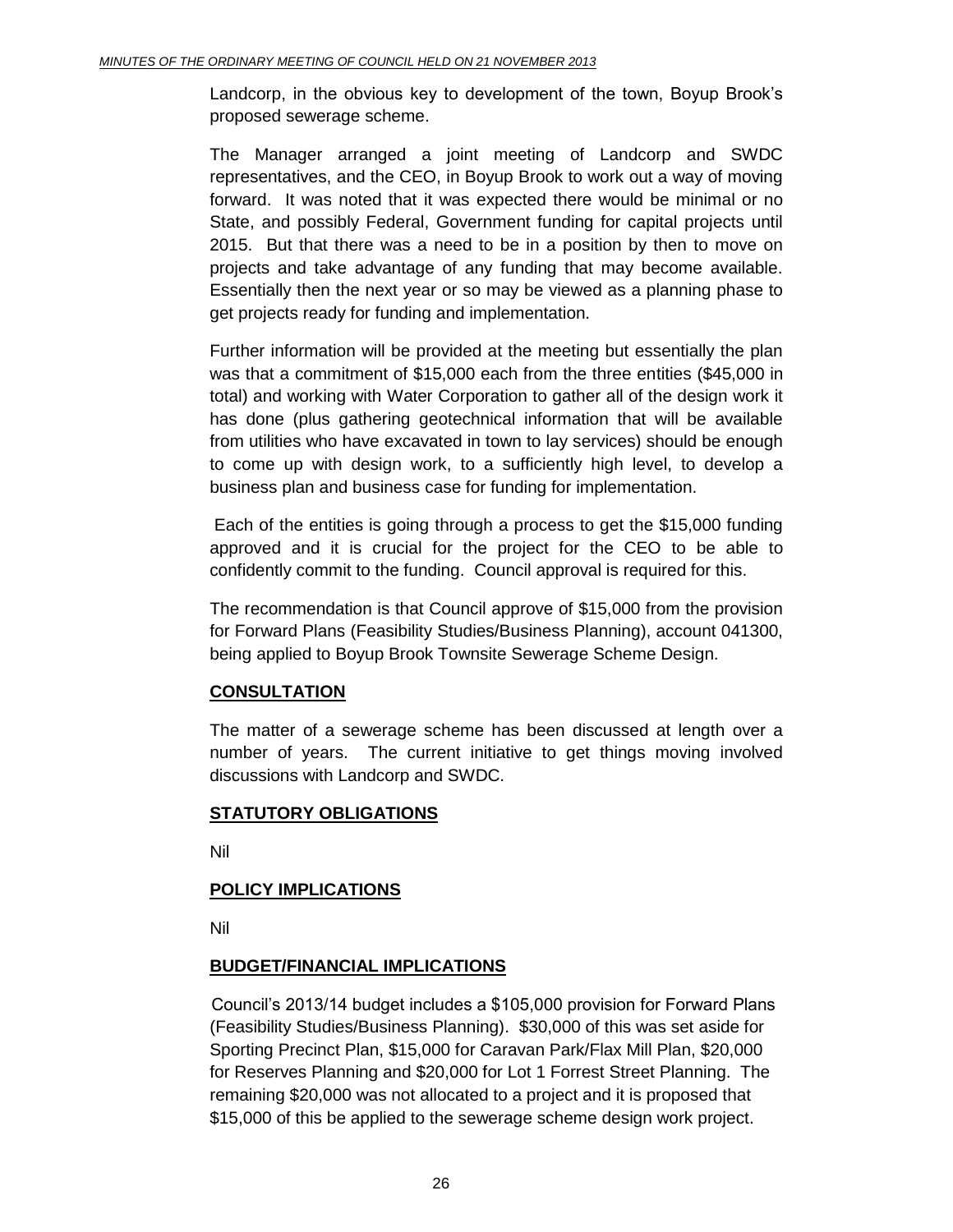Landcorp, in the obvious key to development of the town, Boyup Brook's proposed sewerage scheme.

The Manager arranged a joint meeting of Landcorp and SWDC representatives, and the CEO, in Boyup Brook to work out a way of moving forward. It was noted that it was expected there would be minimal or no State, and possibly Federal, Government funding for capital projects until 2015. But that there was a need to be in a position by then to move on projects and take advantage of any funding that may become available. Essentially then the next year or so may be viewed as a planning phase to get projects ready for funding and implementation.

Further information will be provided at the meeting but essentially the plan was that a commitment of $15,000 each from the three entities ($45,000 in total) and working with Water Corporation to gather all of the design work it has done (plus gathering geotechnical information that will be available from utilities who have excavated in town to lay services) should be enough to come up with design work, to a sufficiently high level, to develop a business plan and business case for funding for implementation.

Each of the entities is going through a process to get the $15,000 funding approved and it is crucial for the project for the CEO to be able to confidently commit to the funding. Council approval is required for this.

The recommendation is that Council approve of $15,000 from the provision for Forward Plans (Feasibility Studies/Business Planning), account 041300, being applied to Boyup Brook Townsite Sewerage Scheme Design.

## CONSULTATION

The matter of a sewerage scheme has been discussed at length over a number of years. The current initiative to get things moving involved discussions with Landcorp and SWDC.

## STATUTORY OBLIGATIONS

Nil

## POLICY IMPLICATIONS

Nil

## BUDGET/FINANCIAL IMPLICATIONS

Council's 2013/14 budget includes a $105,000 provision for Forward Plans (Feasibility Studies/Business Planning). $30,000 of this was set aside for Sporting Precinct Plan, $15,000 for Caravan Park/Flax Mill Plan, $20,000 for Reserves Planning and $20,000 for Lot 1 Forrest Street Planning. The remaining $20,000 was not allocated to a project and it is proposed that $15,000 of this be applied to the sewerage scheme design work project.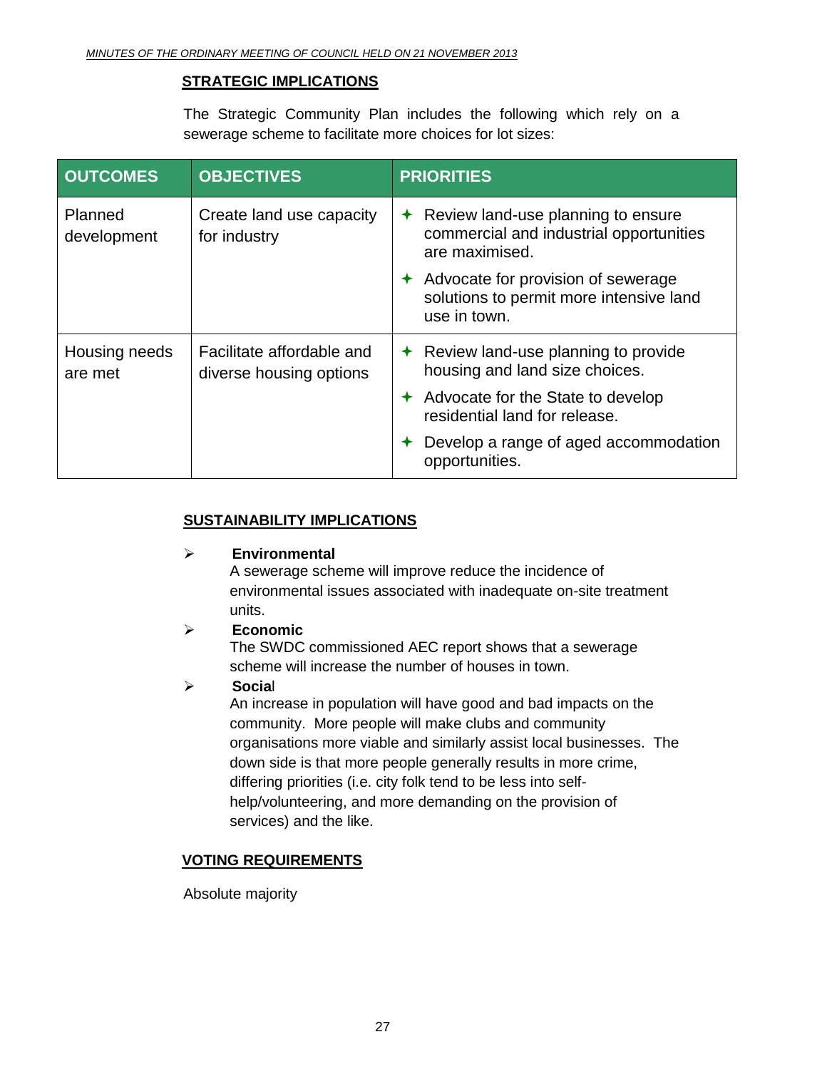## STRATEGIC IMPLICATIONS

The Strategic Community Plan includes the following which rely on a sewerage scheme to facilitate more choices for lot sizes:

| OUTCOMES | OBJECTIVES | PRIORITIES |
|---|---|---|
| Planned development | Create land use capacity for industry | ✦ Review land-use planning to ensure commercial and industrial opportunities are maximised.<br>✦ Advocate for provision of sewerage solutions to permit more intensive land use in town. |
| Housing needs are met | Facilitate affordable and diverse housing options | ✦ Review land-use planning to provide housing and land size choices.<br>✦ Advocate for the State to develop residential land for release.<br>✦ Develop a range of aged accommodation opportunities. |

## SUSTAINABILITY IMPLICATIONS

- **Environmental**
  A sewerage scheme will improve reduce the incidence of environmental issues associated with inadequate on-site treatment units.
- **Economic**
  The SWDC commissioned AEC report shows that a sewerage scheme will increase the number of houses in town.
- **Social**
  An increase in population will have good and bad impacts on the community. More people will make clubs and community organisations more viable and similarly assist local businesses. The down side is that more people generally results in more crime, differing priorities (i.e. city folk tend to be less into self-help/volunteering, and more demanding on the provision of services) and the like.

## VOTING REQUIREMENTS

Absolute majority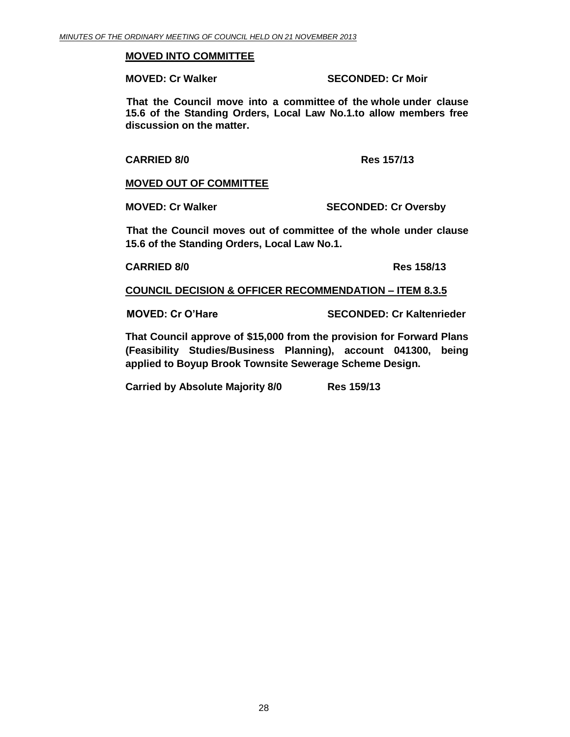**MOVED INTO COMMITTEE**

**MOVED: Cr Walker SECONDED: Cr Moir**

**That the Council move into a committee of the whole under clause 15.6 of the Standing Orders, Local Law No.1.to allow members free discussion on the matter.**

**CARRIED 8/0 Res 157/13**

**MOVED OUT OF COMMITTEE**

**MOVED: Cr Walker SECONDED: Cr Oversby**

**That the Council moves out of committee of the whole under clause 15.6 of the Standing Orders, Local Law No.1.**

**CARRIED 8/0 Res 158/13**

**COUNCIL DECISION & OFFICER RECOMMENDATION – ITEM 8.3.5**

**MOVED: Cr O'Hare SECONDED: Cr Kaltenrieder**

**That Council approve of $15,000 from the provision for Forward Plans (Feasibility Studies/Business Planning), account 041300, being applied to Boyup Brook Townsite Sewerage Scheme Design.**

**Carried by Absolute Majority 8/0 Res 159/13**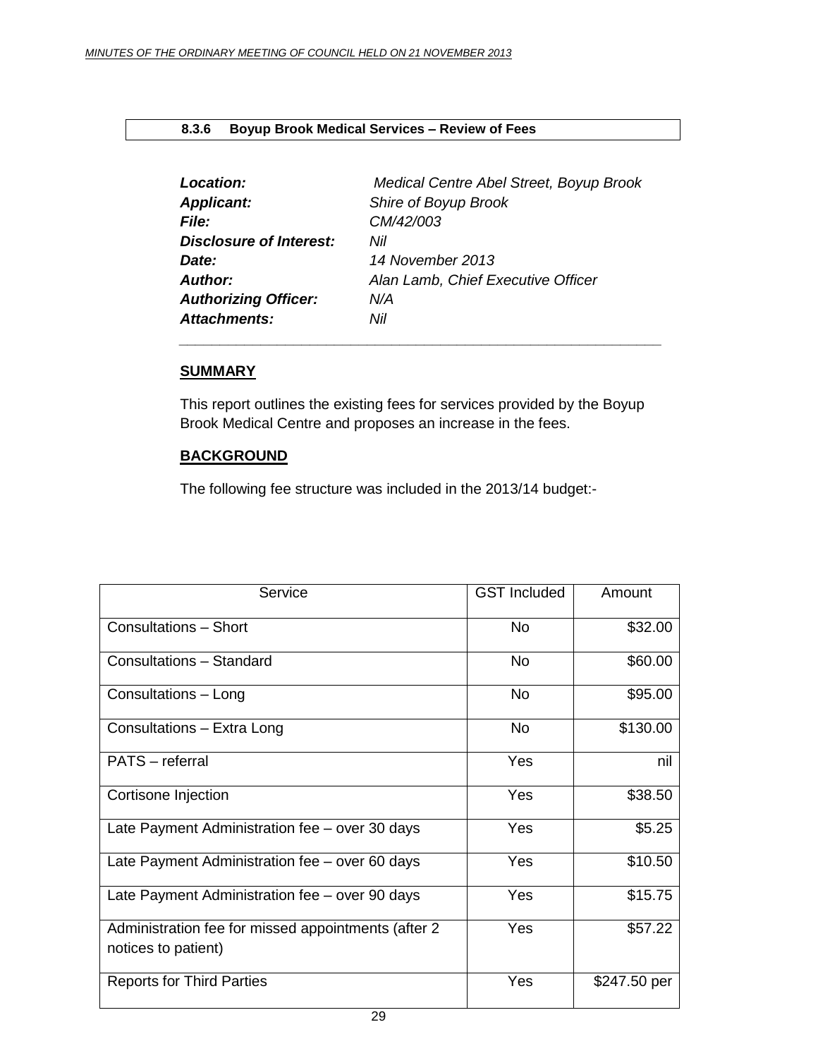## 8.3.6 Boyup Brook Medical Services – Review of Fees

***Location:*** *Medical Centre Abel Street, Boyup Brook*
***Applicant:*** *Shire of Boyup Brook*
***File:*** *CM/42/003*
***Disclosure of Interest:*** *Nil*
***Date:*** *14 November 2013*
***Author:*** *Alan Lamb, Chief Executive Officer*
***Authorizing Officer:*** *N/A*
***Attachments:*** *Nil*

---

**SUMMARY**

This report outlines the existing fees for services provided by the Boyup Brook Medical Centre and proposes an increase in the fees.

**BACKGROUND**

The following fee structure was included in the 2013/14 budget:-

| Service | GST Included | Amount |
|---|---|---|
| Consultations – Short | No | $32.00 |
| Consultations – Standard | No | $60.00 |
| Consultations – Long | No | $95.00 |
| Consultations – Extra Long | No | $130.00 |
| PATS – referral | Yes | nil |
| Cortisone Injection | Yes | $38.50 |
| Late Payment Administration fee – over 30 days | Yes | $5.25 |
| Late Payment Administration fee – over 60 days | Yes | $10.50 |
| Late Payment Administration fee – over 90 days | Yes | $15.75 |
| Administration fee for missed appointments (after 2 notices to patient) | Yes | $57.22 |
| Reports for Third Parties | Yes | $247.50 per |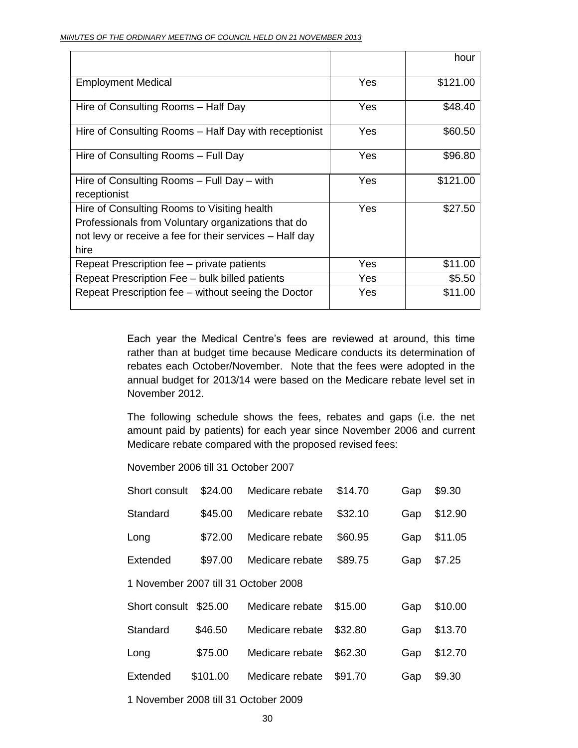| | | hour |
|---|---|---|
| Employment Medical | Yes | $121.00 |
| Hire of Consulting Rooms – Half Day | Yes | $48.40 |
| Hire of Consulting Rooms – Half Day with receptionist | Yes | $60.50 |
| Hire of Consulting Rooms – Full Day | Yes | $96.80 |
| Hire of Consulting Rooms – Full Day – with receptionist | Yes | $121.00 |
| Hire of Consulting Rooms to Visiting health Professionals from Voluntary organizations that do not levy or receive a fee for their services – Half day hire | Yes | $27.50 |
| Repeat Prescription fee – private patients | Yes | $11.00 |
| Repeat Prescription Fee – bulk billed patients | Yes | $5.50 |
| Repeat Prescription fee – without seeing the Doctor | Yes | $11.00 |

Each year the Medical Centre's fees are reviewed at around, this time rather than at budget time because Medicare conducts its determination of rebates each October/November. Note that the fees were adopted in the annual budget for 2013/14 were based on the Medicare rebate level set in November 2012.

The following schedule shows the fees, rebates and gaps (i.e. the net amount paid by patients) for each year since November 2006 and current Medicare rebate compared with the proposed revised fees:

November 2006 till 31 October 2007

| | | | | | |
|---|---|---|---|---|---|
| Short consult | $24.00 | Medicare rebate | $14.70 | Gap | $9.30 |
| Standard | $45.00 | Medicare rebate | $32.10 | Gap | $12.90 |
| Long | $72.00 | Medicare rebate | $60.95 | Gap | $11.05 |
| Extended | $97.00 | Medicare rebate | $89.75 | Gap | $7.25 |

1 November 2007 till 31 October 2008

| | | | | | |
|---|---|---|---|---|---|
| Short consult | $25.00 | Medicare rebate | $15.00 | Gap | $10.00 |
| Standard | $46.50 | Medicare rebate | $32.80 | Gap | $13.70 |
| Long | $75.00 | Medicare rebate | $62.30 | Gap | $12.70 |
| Extended | $101.00 | Medicare rebate | $91.70 | Gap | $9.30 |

1 November 2008 till 31 October 2009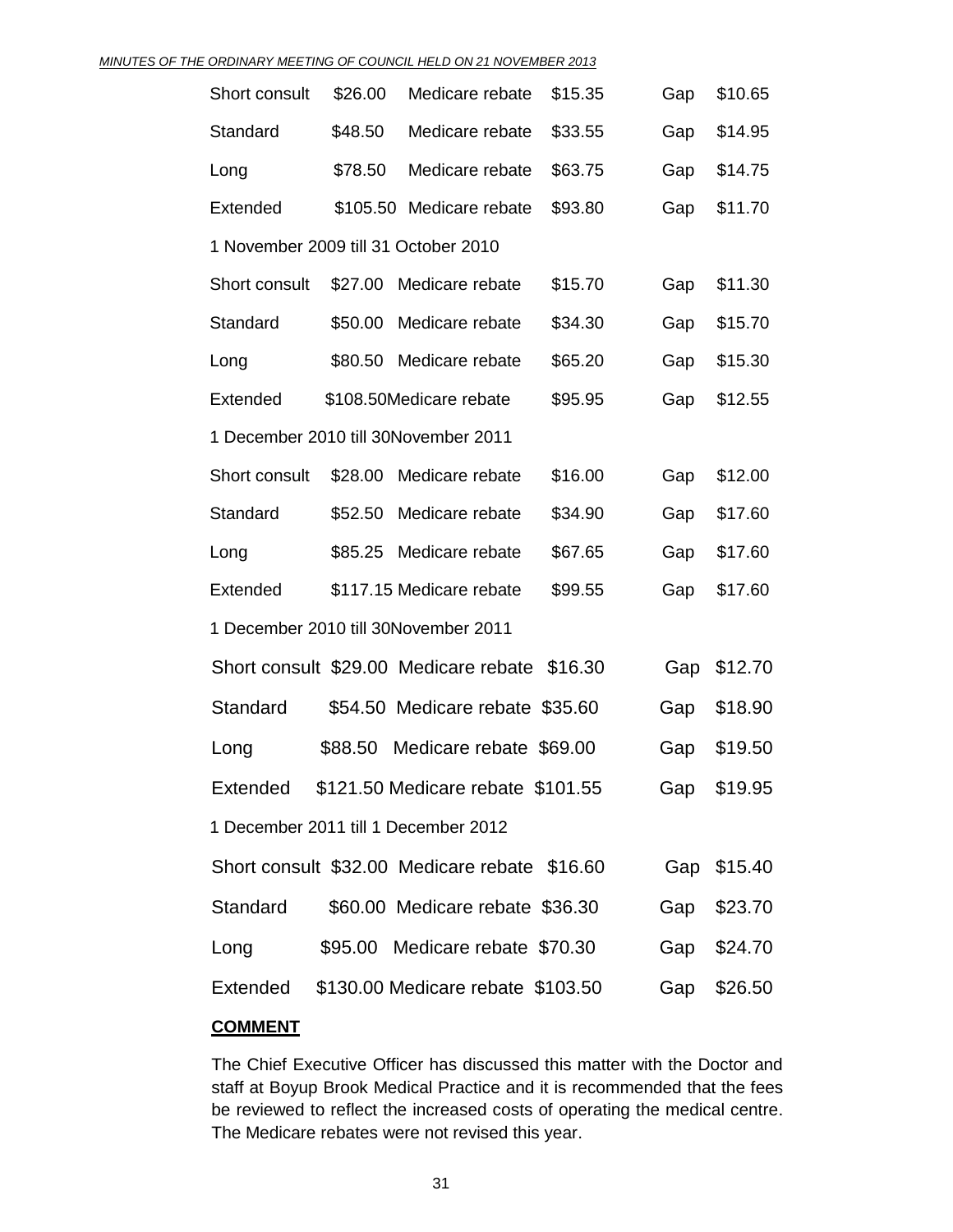| Short consult | $26.00 | Medicare rebate | $15.35 | Gap | $10.65 |
|---|---|---|---|---|---|
| Standard | $48.50 | Medicare rebate | $33.55 | Gap | $14.95 |
| Long | $78.50 | Medicare rebate | $63.75 | Gap | $14.75 |
| Extended | $105.50 | Medicare rebate | $93.80 | Gap | $11.70 |

1 November 2009 till 31 October 2010

| Short consult | $27.00 | Medicare rebate | $15.70 | Gap | $11.30 |
|---|---|---|---|---|---|
| Standard | $50.00 | Medicare rebate | $34.30 | Gap | $15.70 |
| Long | $80.50 | Medicare rebate | $65.20 | Gap | $15.30 |
| Extended | $108.50 | Medicare rebate | $95.95 | Gap | $12.55 |

1 December 2010 till 30November 2011

| Short consult | $28.00 | Medicare rebate | $16.00 | Gap | $12.00 |
|---|---|---|---|---|---|
| Standard | $52.50 | Medicare rebate | $34.90 | Gap | $17.60 |
| Long | $85.25 | Medicare rebate | $67.65 | Gap | $17.60 |
| Extended | $117.15 | Medicare rebate | $99.55 | Gap | $17.60 |

1 December 2010 till 30November 2011

| Short consult | $29.00 | Medicare rebate | $16.30 | Gap | $12.70 |
|---|---|---|---|---|---|
| Standard | $54.50 | Medicare rebate | $35.60 | Gap | $18.90 |
| Long | $88.50 | Medicare rebate | $69.00 | Gap | $19.50 |
| Extended | $121.50 | Medicare rebate | $101.55 | Gap | $19.95 |

1 December 2011 till 1 December 2012

| Short consult | $32.00 | Medicare rebate | $16.60 | Gap | $15.40 |
|---|---|---|---|---|---|
| Standard | $60.00 | Medicare rebate | $36.30 | Gap | $23.70 |
| Long | $95.00 | Medicare rebate | $70.30 | Gap | $24.70 |
| Extended | $130.00 | Medicare rebate | $103.50 | Gap | $26.50 |

**COMMENT**

The Chief Executive Officer has discussed this matter with the Doctor and staff at Boyup Brook Medical Practice and it is recommended that the fees be reviewed to reflect the increased costs of operating the medical centre. The Medicare rebates were not revised this year.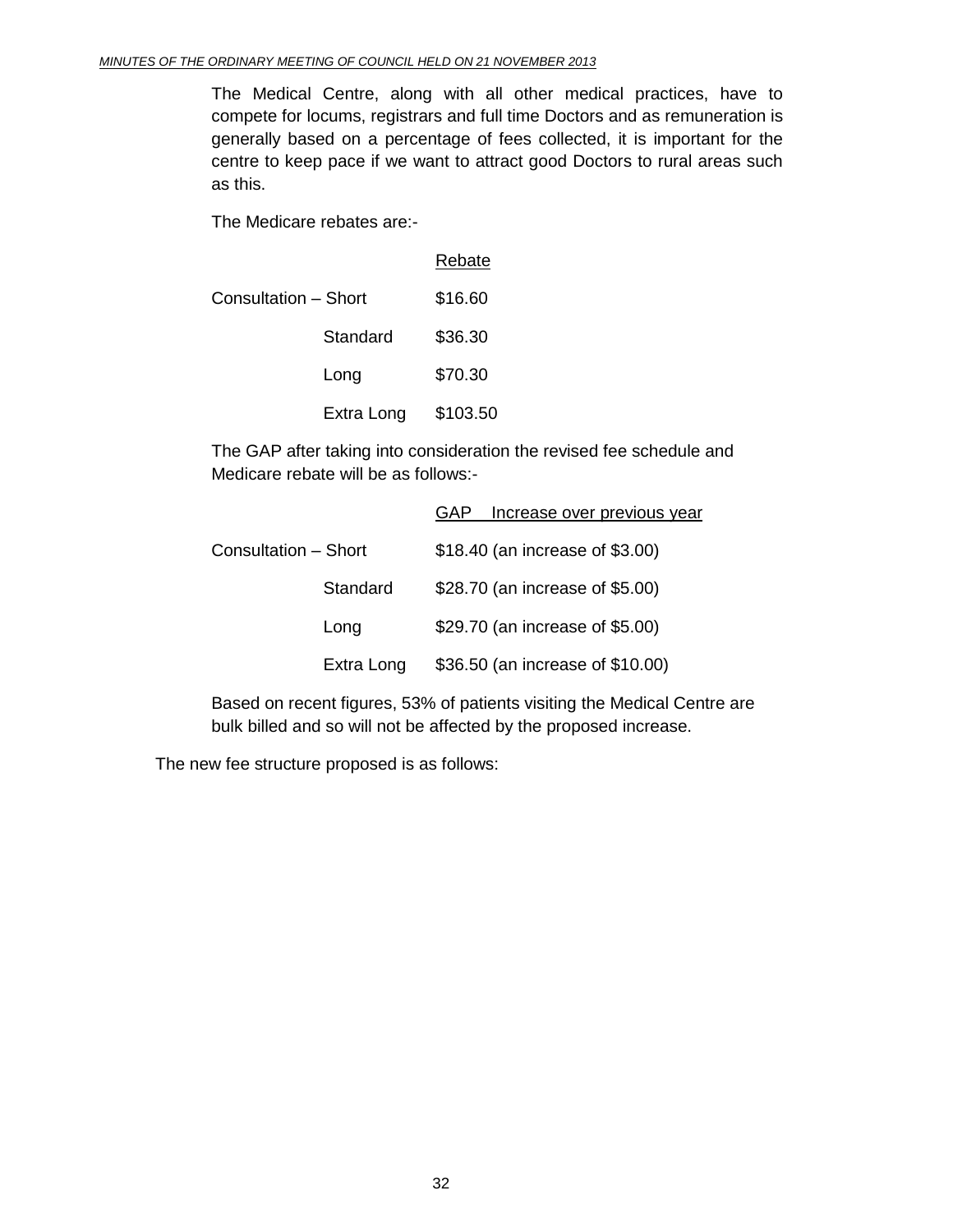The Medical Centre, along with all other medical practices, have to compete for locums, registrars and full time Doctors and as remuneration is generally based on a percentage of fees collected, it is important for the centre to keep pace if we want to attract good Doctors to rural areas such as this.

The Medicare rebates are:-

| | | Rebate |
|---|---|---|
| Consultation – Short | | $16.60 |
| | Standard | $36.30 |
| | Long | $70.30 |
| | Extra Long | $103.50 |

The GAP after taking into consideration the revised fee schedule and Medicare rebate will be as follows:-

| | | GAP Increase over previous year |
|---|---|---|
| Consultation – Short | | $18.40 (an increase of $3.00) |
| | Standard | $28.70 (an increase of $5.00) |
| | Long | $29.70 (an increase of $5.00) |
| | Extra Long | $36.50 (an increase of $10.00) |

Based on recent figures, 53% of patients visiting the Medical Centre are bulk billed and so will not be affected by the proposed increase.

The new fee structure proposed is as follows: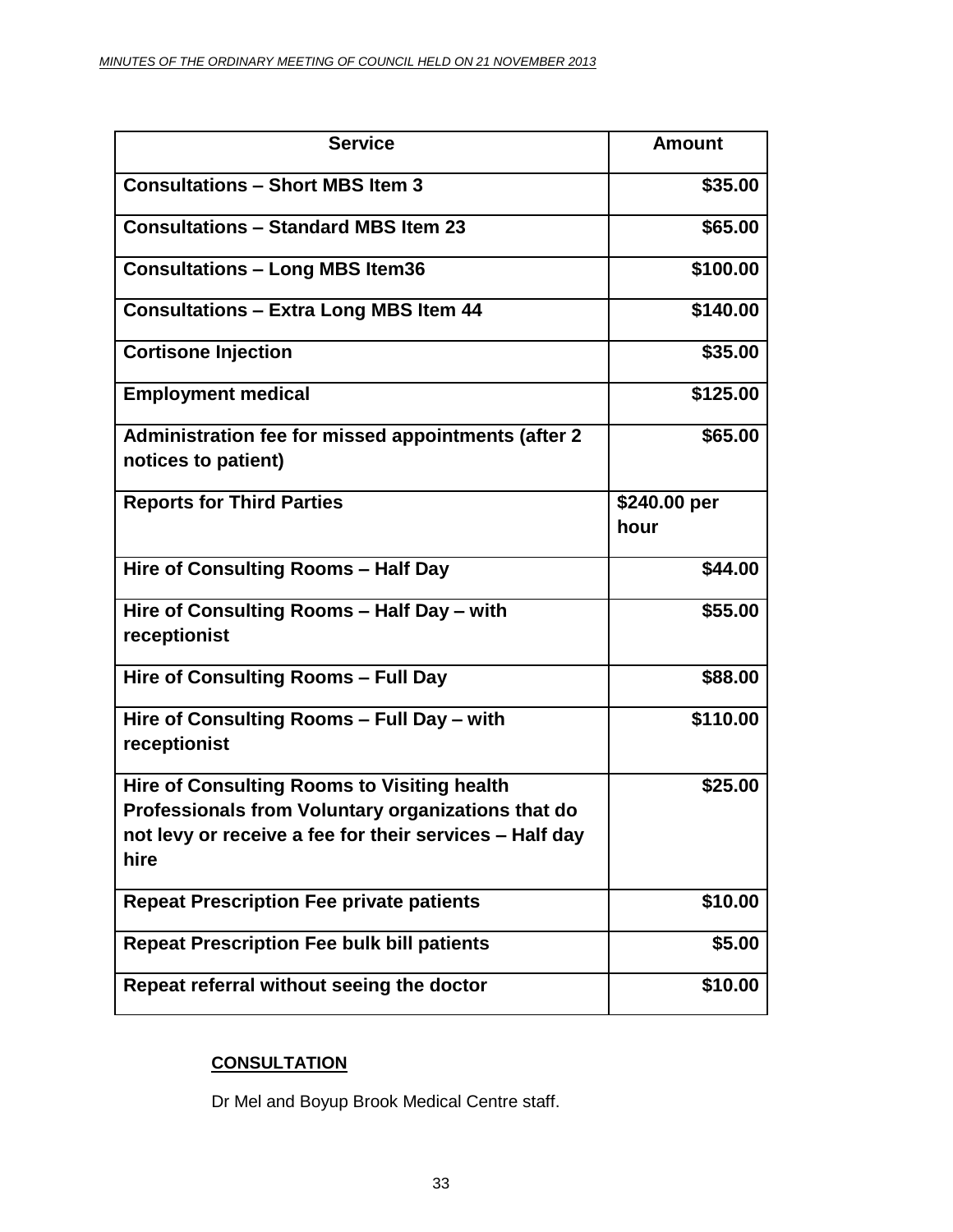| Service | Amount |
|---|---|
| **Consultations – Short MBS Item 3** | **$35.00** |
| **Consultations – Standard MBS Item 23** | **$65.00** |
| **Consultations – Long MBS Item36** | **$100.00** |
| **Consultations – Extra Long MBS Item 44** | **$140.00** |
| **Cortisone Injection** | **$35.00** |
| **Employment medical** | **$125.00** |
| **Administration fee for missed appointments (after 2 notices to patient)** | **$65.00** |
| **Reports for Third Parties** | **$240.00 per hour** |
| **Hire of Consulting Rooms – Half Day** | **$44.00** |
| **Hire of Consulting Rooms – Half Day – with receptionist** | **$55.00** |
| **Hire of Consulting Rooms – Full Day** | **$88.00** |
| **Hire of Consulting Rooms – Full Day – with receptionist** | **$110.00** |
| **Hire of Consulting Rooms to Visiting health Professionals from Voluntary organizations that do not levy or receive a fee for their services – Half day hire** | **$25.00** |
| **Repeat Prescription Fee private patients** | **$10.00** |
| **Repeat Prescription Fee bulk bill patients** | **$5.00** |
| **Repeat referral without seeing the doctor** | **$10.00** |

**CONSULTATION**

Dr Mel and Boyup Brook Medical Centre staff.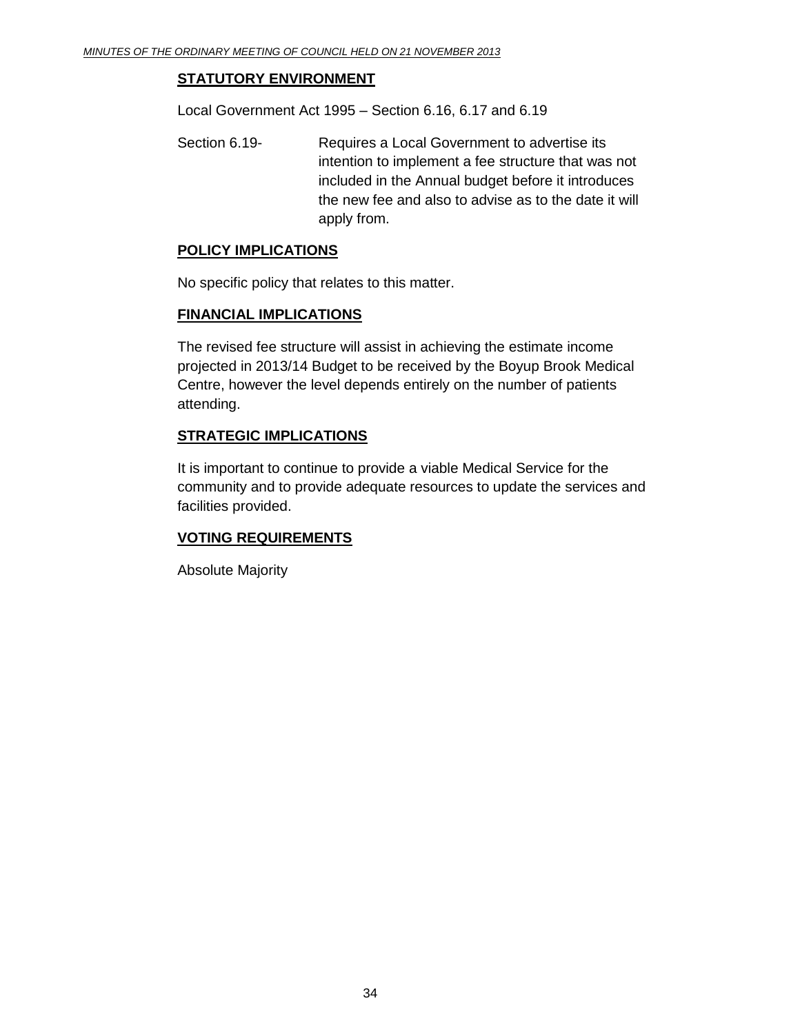## STATUTORY ENVIRONMENT

Local Government Act 1995 – Section 6.16, 6.17 and 6.19

Section 6.19- Requires a Local Government to advertise its intention to implement a fee structure that was not included in the Annual budget before it introduces the new fee and also to advise as to the date it will apply from.

## POLICY IMPLICATIONS

No specific policy that relates to this matter.

## FINANCIAL IMPLICATIONS

The revised fee structure will assist in achieving the estimate income projected in 2013/14 Budget to be received by the Boyup Brook Medical Centre, however the level depends entirely on the number of patients attending.

## STRATEGIC IMPLICATIONS

It is important to continue to provide a viable Medical Service for the community and to provide adequate resources to update the services and facilities provided.

## VOTING REQUIREMENTS

Absolute Majority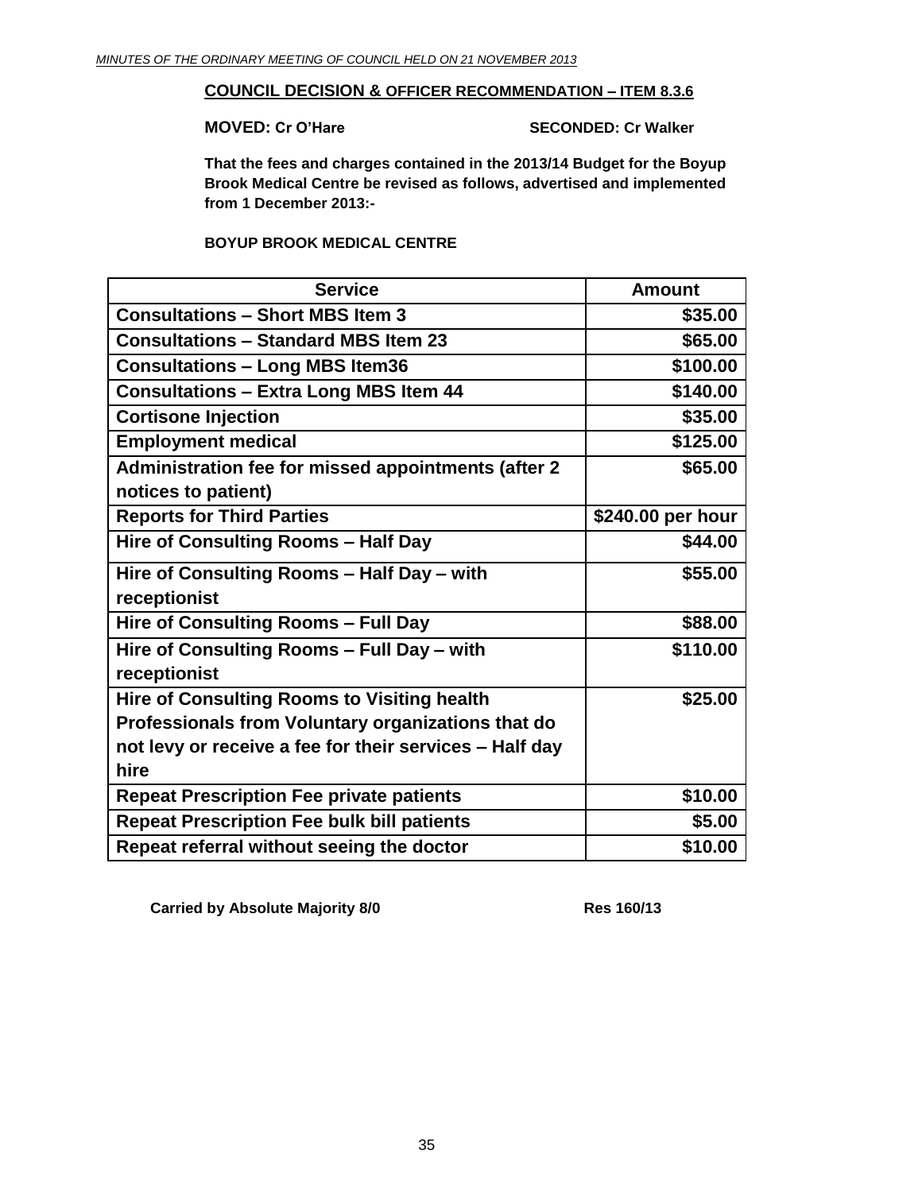**COUNCIL DECISION & OFFICER RECOMMENDATION – ITEM 8.3.6**

**MOVED: Cr O'Hare** **SECONDED: Cr Walker**

**That the fees and charges contained in the 2013/14 Budget for the Boyup Brook Medical Centre be revised as follows, advertised and implemented from 1 December 2013:-**

**BOYUP BROOK MEDICAL CENTRE**

| Service | Amount |
|---|---|
| Consultations – Short MBS Item 3 | $35.00 |
| Consultations – Standard MBS Item 23 | $65.00 |
| Consultations – Long MBS Item36 | $100.00 |
| Consultations – Extra Long MBS Item 44 | $140.00 |
| Cortisone Injection | $35.00 |
| Employment medical | $125.00 |
| Administration fee for missed appointments (after 2 notices to patient) | $65.00 |
| Reports for Third Parties | $240.00 per hour |
| Hire of Consulting Rooms – Half Day | $44.00 |
| Hire of Consulting Rooms – Half Day – with receptionist | $55.00 |
| Hire of Consulting Rooms – Full Day | $88.00 |
| Hire of Consulting Rooms – Full Day – with receptionist | $110.00 |
| Hire of Consulting Rooms to Visiting health Professionals from Voluntary organizations that do not levy or receive a fee for their services – Half day hire | $25.00 |
| Repeat Prescription Fee private patients | $10.00 |
| Repeat Prescription Fee bulk bill patients | $5.00 |
| Repeat referral without seeing the doctor | $10.00 |

**Carried by Absolute Majority 8/0** **Res 160/13**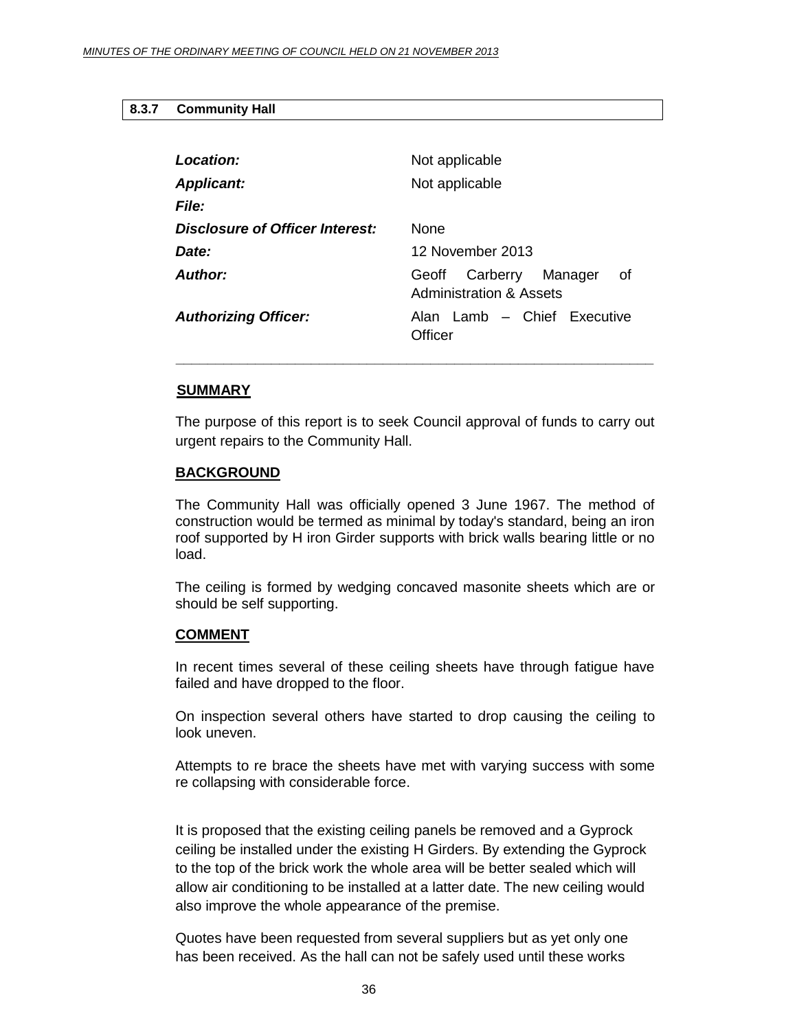### 8.3.7 Community Hall

| | |
|---|---|
| ***Location:*** | Not applicable |
| ***Applicant:*** | Not applicable |
| ***File:*** | |
| ***Disclosure of Officer Interest:*** | None |
| ***Date:*** | 12 November 2013 |
| ***Author:*** | Geoff Carberry Manager of Administration & Assets |
| ***Authorizing Officer:*** | Alan Lamb – Chief Executive Officer |

---

**SUMMARY**

The purpose of this report is to seek Council approval of funds to carry out urgent repairs to the Community Hall.

**BACKGROUND**

The Community Hall was officially opened 3 June 1967. The method of construction would be termed as minimal by today's standard, being an iron roof supported by H iron Girder supports with brick walls bearing little or no load.

The ceiling is formed by wedging concaved masonite sheets which are or should be self supporting.

**COMMENT**

In recent times several of these ceiling sheets have through fatigue have failed and have dropped to the floor.

On inspection several others have started to drop causing the ceiling to look uneven.

Attempts to re brace the sheets have met with varying success with some re collapsing with considerable force.

It is proposed that the existing ceiling panels be removed and a Gyprock ceiling be installed under the existing H Girders. By extending the Gyprock to the top of the brick work the whole area will be better sealed which will allow air conditioning to be installed at a latter date. The new ceiling would also improve the whole appearance of the premise.

Quotes have been requested from several suppliers but as yet only one has been received. As the hall can not be safely used until these works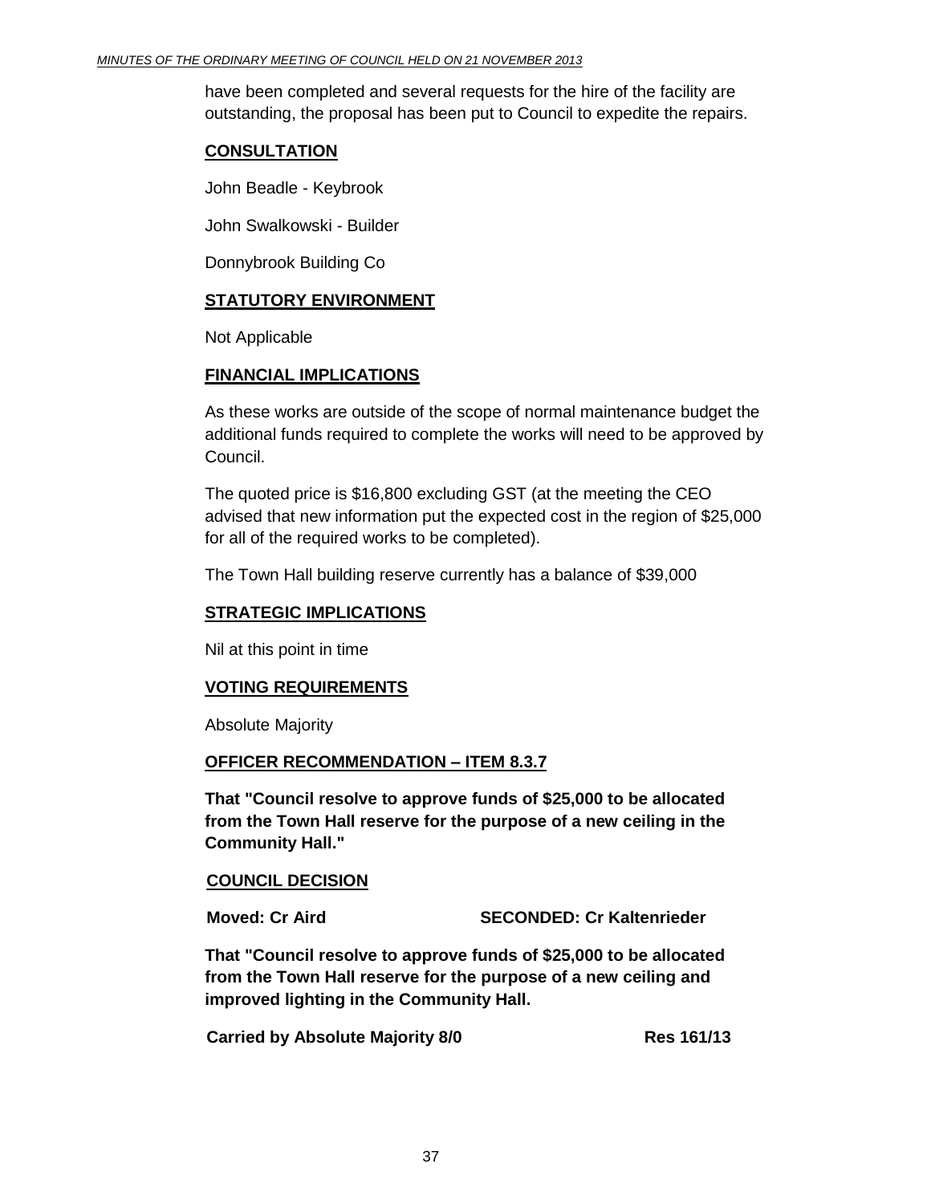have been completed and several requests for the hire of the facility are outstanding, the proposal has been put to Council to expedite the repairs.

## CONSULTATION

John Beadle - Keybrook

John Swalkowski - Builder

Donnybrook Building Co

## STATUTORY ENVIRONMENT

Not Applicable

## FINANCIAL IMPLICATIONS

As these works are outside of the scope of normal maintenance budget the additional funds required to complete the works will need to be approved by Council.

The quoted price is $16,800 excluding GST (at the meeting the CEO advised that new information put the expected cost in the region of $25,000 for all of the required works to be completed).

The Town Hall building reserve currently has a balance of $39,000

## STRATEGIC IMPLICATIONS

Nil at this point in time

## VOTING REQUIREMENTS

Absolute Majority

## OFFICER RECOMMENDATION – ITEM 8.3.7

**That "Council resolve to approve funds of $25,000 to be allocated from the Town Hall reserve for the purpose of a new ceiling in the Community Hall."**

## COUNCIL DECISION

**Moved: Cr Aird** **SECONDED: Cr Kaltenrieder**

**That "Council resolve to approve funds of $25,000 to be allocated from the Town Hall reserve for the purpose of a new ceiling and improved lighting in the Community Hall.**

**Carried by Absolute Majority 8/0** **Res 161/13**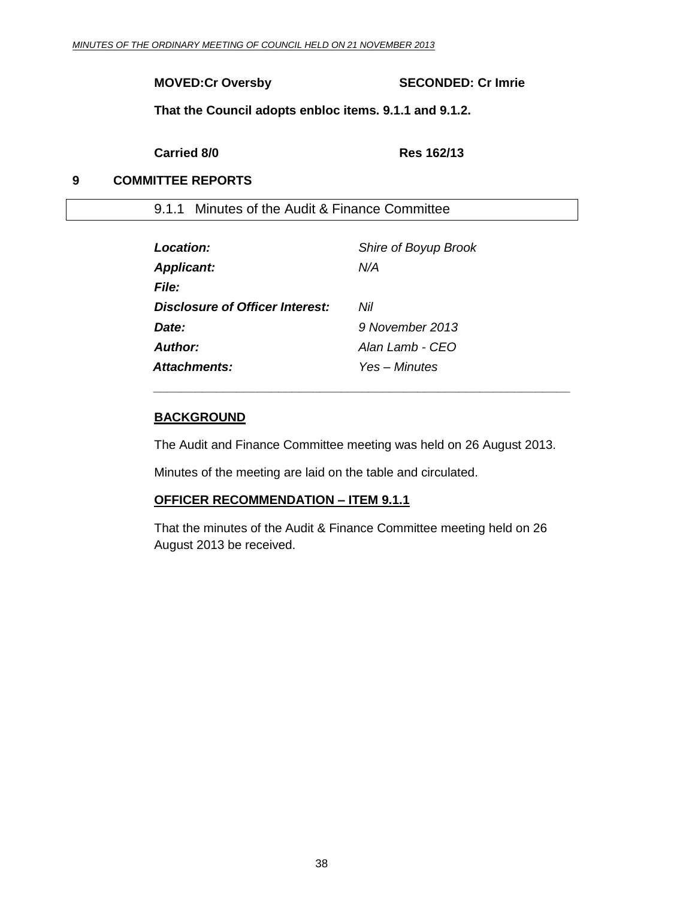**MOVED:Cr Oversby SECONDED: Cr Imrie**

**That the Council adopts enbloc items. 9.1.1 and 9.1.2.**

**Carried 8/0 Res 162/13**

# 9 COMMITTEE REPORTS

## 9.1.1 Minutes of the Audit & Finance Committee

| | |
|---|---|
| ***Location:*** | *Shire of Boyup Brook* |
| ***Applicant:*** | *N/A* |
| ***File:*** | |
| ***Disclosure of Officer Interest:*** | *Nil* |
| ***Date:*** | *9 November 2013* |
| ***Author:*** | *Alan Lamb - CEO* |
| ***Attachments:*** | *Yes – Minutes* |

**BACKGROUND**

The Audit and Finance Committee meeting was held on 26 August 2013.

Minutes of the meeting are laid on the table and circulated.

**OFFICER RECOMMENDATION – ITEM 9.1.1**

That the minutes of the Audit & Finance Committee meeting held on 26 August 2013 be received.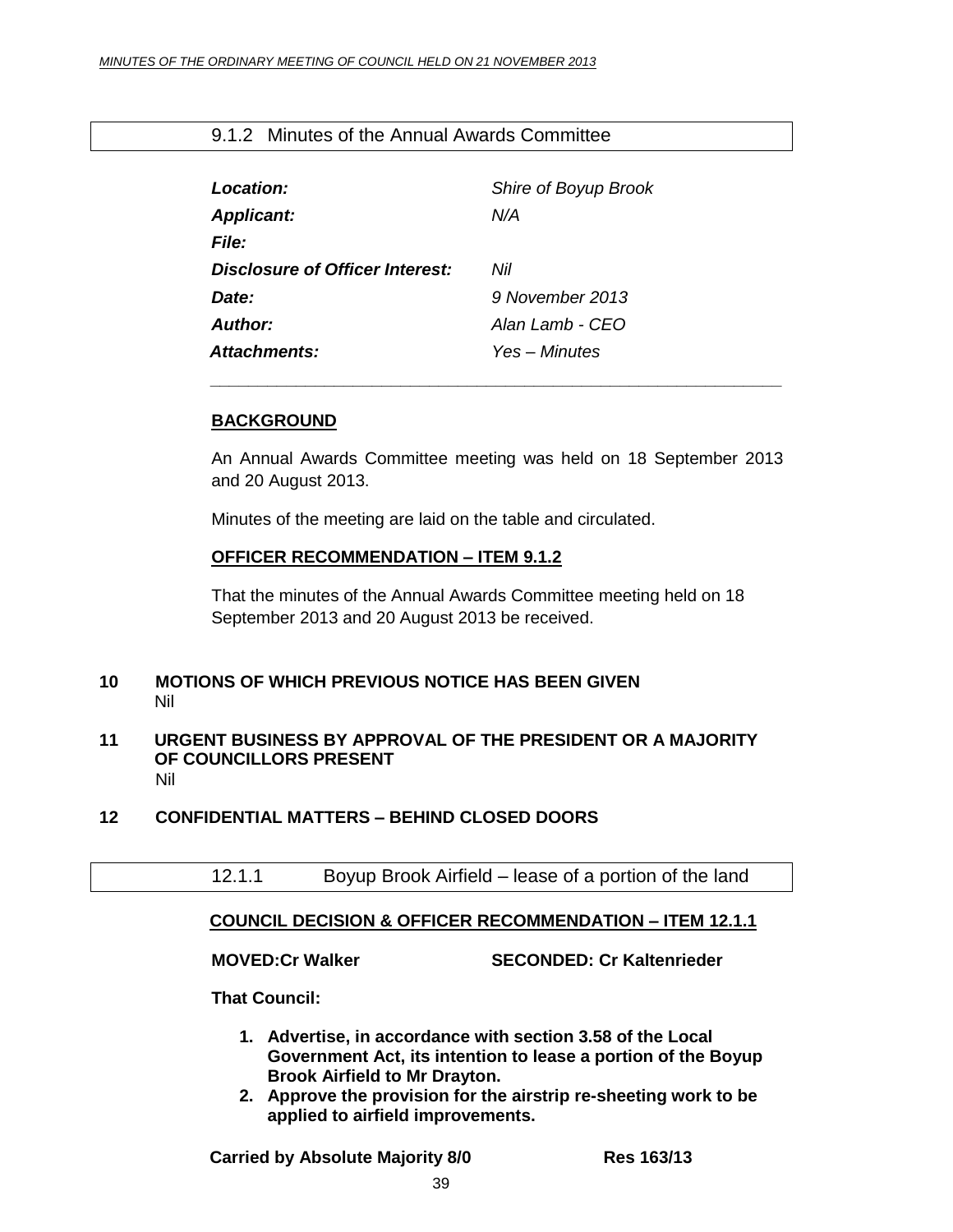### 9.1.2 Minutes of the Annual Awards Committee

| | |
|---|---|
| ***Location:*** | *Shire of Boyup Brook* |
| ***Applicant:*** | *N/A* |
| ***File:*** | |
| ***Disclosure of Officer Interest:*** | *Nil* |
| ***Date:*** | *9 November 2013* |
| ***Author:*** | *Alan Lamb - CEO* |
| ***Attachments:*** | *Yes – Minutes* |

**BACKGROUND**

An Annual Awards Committee meeting was held on 18 September 2013 and 20 August 2013.

Minutes of the meeting are laid on the table and circulated.

**OFFICER RECOMMENDATION – ITEM 9.1.2**

That the minutes of the Annual Awards Committee meeting held on 18 September 2013 and 20 August 2013 be received.

## 10 MOTIONS OF WHICH PREVIOUS NOTICE HAS BEEN GIVEN

Nil

## 11 URGENT BUSINESS BY APPROVAL OF THE PRESIDENT OR A MAJORITY OF COUNCILLORS PRESENT

Nil

## 12 CONFIDENTIAL MATTERS – BEHIND CLOSED DOORS

### 12.1.1 Boyup Brook Airfield – lease of a portion of the land

**COUNCIL DECISION & OFFICER RECOMMENDATION – ITEM 12.1.1**

**MOVED:Cr Walker SECONDED: Cr Kaltenrieder**

**That Council:**

1. **Advertise, in accordance with section 3.58 of the Local Government Act, its intention to lease a portion of the Boyup Brook Airfield to Mr Drayton.**
2. **Approve the provision for the airstrip re-sheeting work to be applied to airfield improvements.**

**Carried by Absolute Majority 8/0 Res 163/13**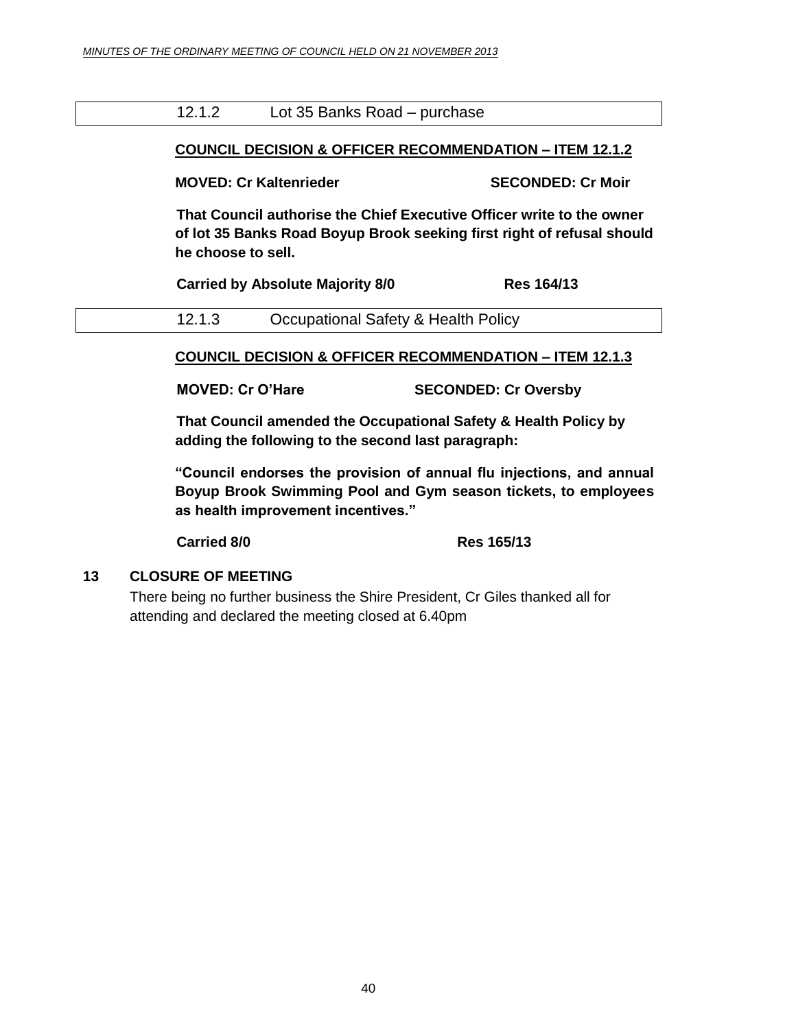## 12.1.2 Lot 35 Banks Road – purchase

**COUNCIL DECISION & OFFICER RECOMMENDATION – ITEM 12.1.2**

**MOVED: Cr Kaltenrieder SECONDED: Cr Moir**

**That Council authorise the Chief Executive Officer write to the owner of lot 35 Banks Road Boyup Brook seeking first right of refusal should he choose to sell.**

**Carried by Absolute Majority 8/0 Res 164/13**

## 12.1.3 Occupational Safety & Health Policy

**COUNCIL DECISION & OFFICER RECOMMENDATION – ITEM 12.1.3**

**MOVED: Cr O'Hare SECONDED: Cr Oversby**

**That Council amended the Occupational Safety & Health Policy by adding the following to the second last paragraph:**

**"Council endorses the provision of annual flu injections, and annual Boyup Brook Swimming Pool and Gym season tickets, to employees as health improvement incentives."**

**Carried 8/0 Res 165/13**

# 13 CLOSURE OF MEETING

There being no further business the Shire President, Cr Giles thanked all for attending and declared the meeting closed at 6.40pm